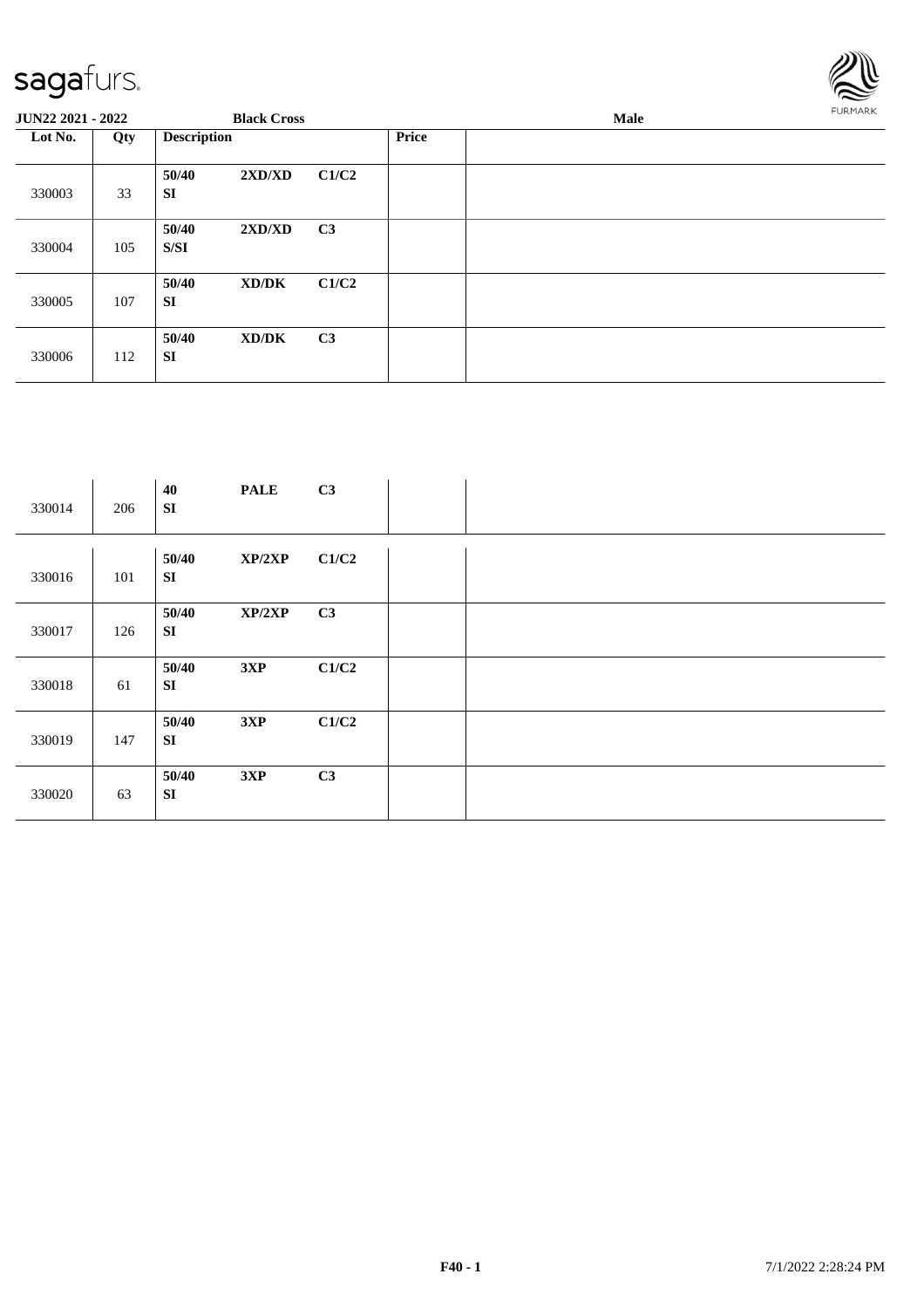**JUN22 2021 - 2022** **Black Cross** **Male**

| Lot No. | Qty | Description | | | Price | |
|---|---|---|---|---|---|---|
| 330003 | 33 | 50/40 SI | 2XD/XD | C1/C2 | | |
| 330004 | 105 | 50/40 S/SI | 2XD/XD | C3 | | |
| 330005 | 107 | 50/40 SI | XD/DK | C1/C2 | | |
| 330006 | 112 | 50/40 SI | XD/DK | C3 | | |
| 330014 | 206 | 40 SI | PALE | C3 | | |
| 330016 | 101 | 50/40 SI | XP/2XP | C1/C2 | | |
| 330017 | 126 | 50/40 SI | XP/2XP | C3 | | |
| 330018 | 61 | 50/40 SI | 3XP | C1/C2 | | |
| 330019 | 147 | 50/40 SI | 3XP | C1/C2 | | |
| 330020 | 63 | 50/40 SI | 3XP | C3 | | |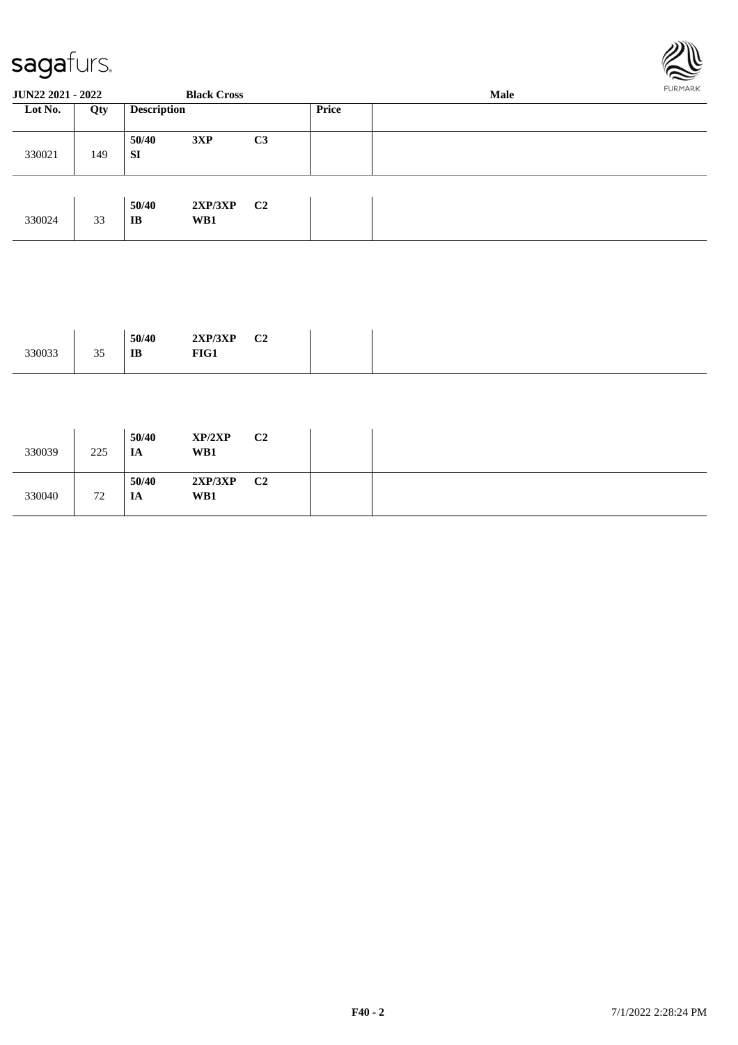| Lot No. | Qty | Description | | | Price | |
|---|---|---|---|---|---|---|
| 330021 | 149 | **50/40** **SI** | **3XP** | **C3** | | |
| 330024 | 33 | **50/40** **IB** | **2XP/3XP** **WB1** | **C2** | | |
| 330033 | 35 | **50/40** **IB** | **2XP/3XP** **FIG1** | **C2** | | |
| 330039 | 225 | **50/40** **IA** | **XP/2XP** **WB1** | **C2** | | |
| 330040 | 72 | **50/40** **IA** | **2XP/3XP** **WB1** | **C2** | | |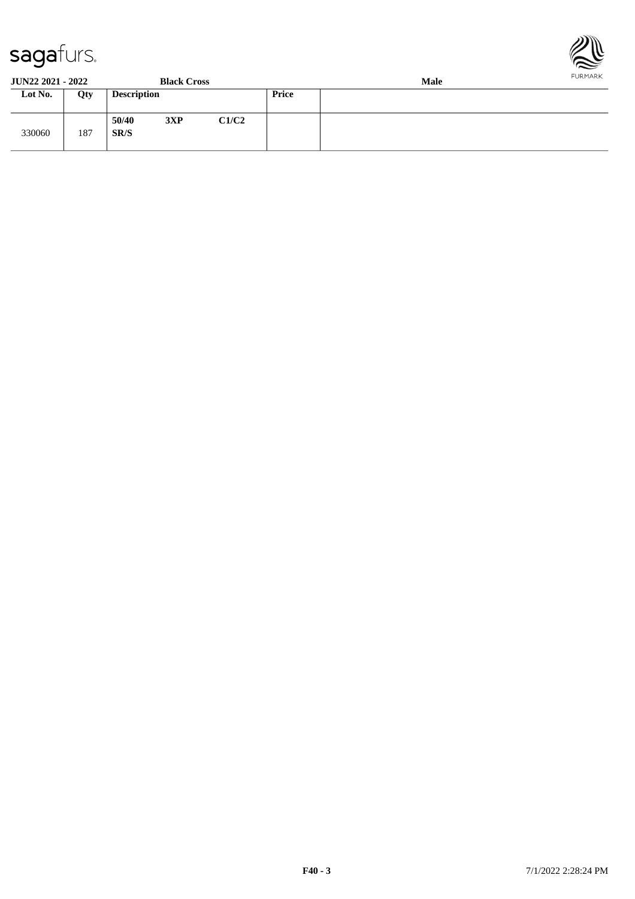**JUN22 2021 - 2022** **Black Cross** **Male**

| Lot No. | Qty | Description | | | Price | |
|---|---|---|---|---|---|---|
| 330060 | 187 | **50/40 SR/S** | **3XP** | **C1/C2** | | |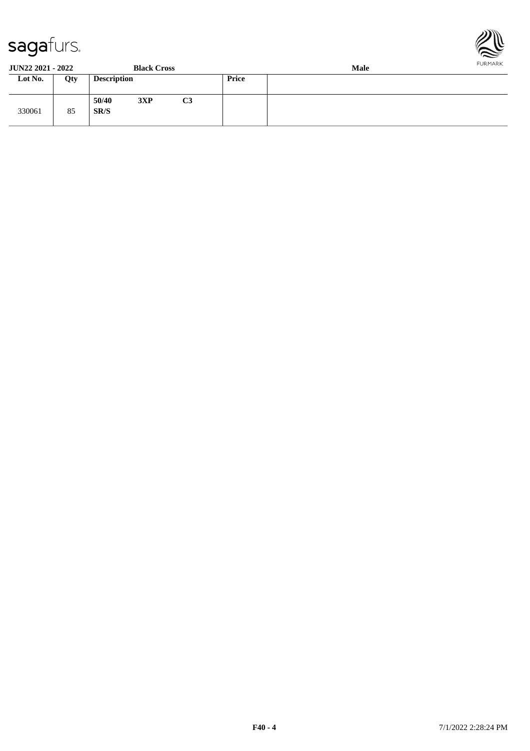**JUN22 2021 - 2022** **Black Cross** **Male**

| Lot No. | Qty | Description | Price | |
|---|---|---|---|---|
| 330061 | 85 | **50/40 3XP C3 SR/S** | | |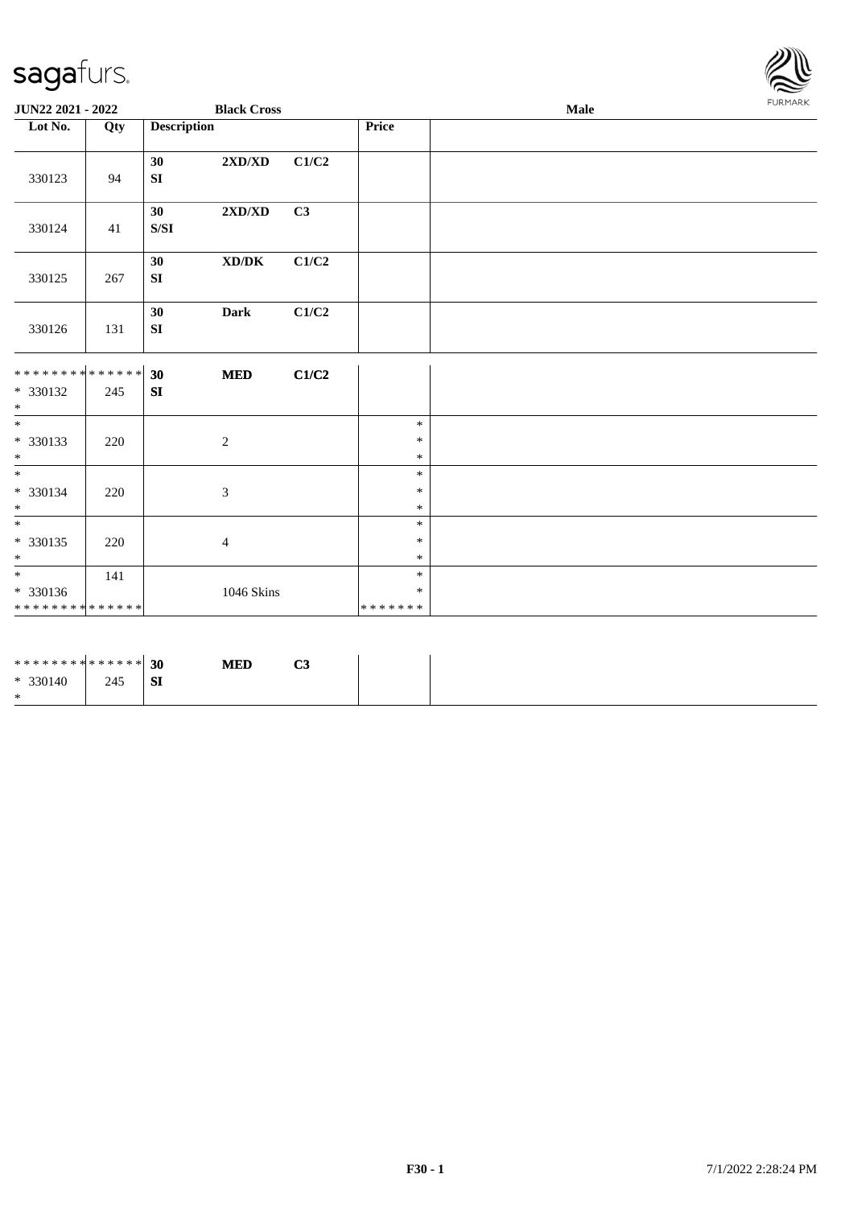**JUN22 2021 - 2022** | **Black Cross** | **Male**

| Lot No. | Qty | Description | | | Price | |
|---|---|---|---|---|---|---|
| 330123 | 94 | 30 SI | 2XD/XD | C1/C2 | | |
| 330124 | 41 | 30 S/SI | 2XD/XD | C3 | | |
| 330125 | 267 | 30 SI | XD/DK | C1/C2 | | |
| 330126 | 131 | 30 SI | Dark | C1/C2 | | |
| ************** * 330132 * | 245 | 30 SI | MED | C1/C2 | | |
| * * 330133 * | 220 | | 2 | | * * * | |
| * * 330134 * | 220 | | 3 | | * * * | |
| * * 330135 * | 220 | | 4 | | * * * | |
| * * 330136 ************** | 141 | | 1046 Skins | | * * ******* | |
| ************** * 330140 * | 245 | 30 SI | MED | C3 | | |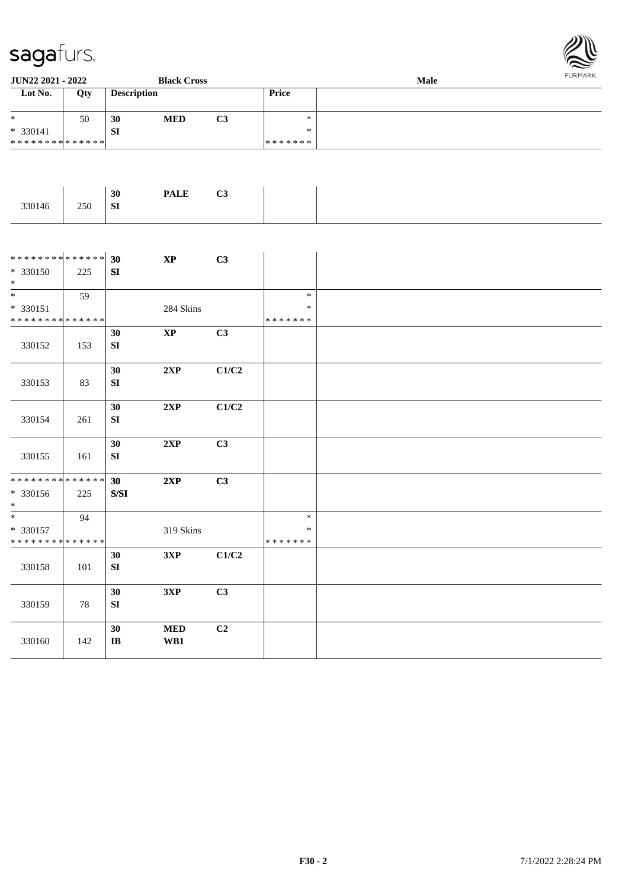| Lot No. | Qty | Description | | | Price | |
|---|---|---|---|---|---|---|
| * | 50 | 30 | MED | C3 | * | |
| * 330141 | | SI | | | * | |
| * * * * * * * * * * * * * * | | | | | * * * * * * * | |
| 330146 | 250 | 30 SI | PALE | C3 | | |
| * * * * * * * * * * * * * * | | 30 | XP | C3 | | |
| * 330150 | 225 | SI | | | | |
| * | | | | | | |
| * | 59 | | | | * | |
| * 330151 | | | 284 Skins | | * | |
| * * * * * * * * * * * * * * | | | | | * * * * * * * | |
| 330152 | 153 | 30 SI | XP | C3 | | |
| 330153 | 83 | 30 SI | 2XP | C1/C2 | | |
| 330154 | 261 | 30 SI | 2XP | C1/C2 | | |
| 330155 | 161 | 30 SI | 2XP | C3 | | |
| * * * * * * * * * * * * * * | | 30 | 2XP | C3 | | |
| * 330156 | 225 | S/SI | | | | |
| * | | | | | | |
| * | 94 | | | | * | |
| * 330157 | | | 319 Skins | | * | |
| * * * * * * * * * * * * * * | | | | | * * * * * * * | |
| 330158 | 101 | 30 SI | 3XP | C1/C2 | | |
| 330159 | 78 | 30 SI | 3XP | C3 | | |
| 330160 | 142 | 30 IB | MED WB1 | C2 | | |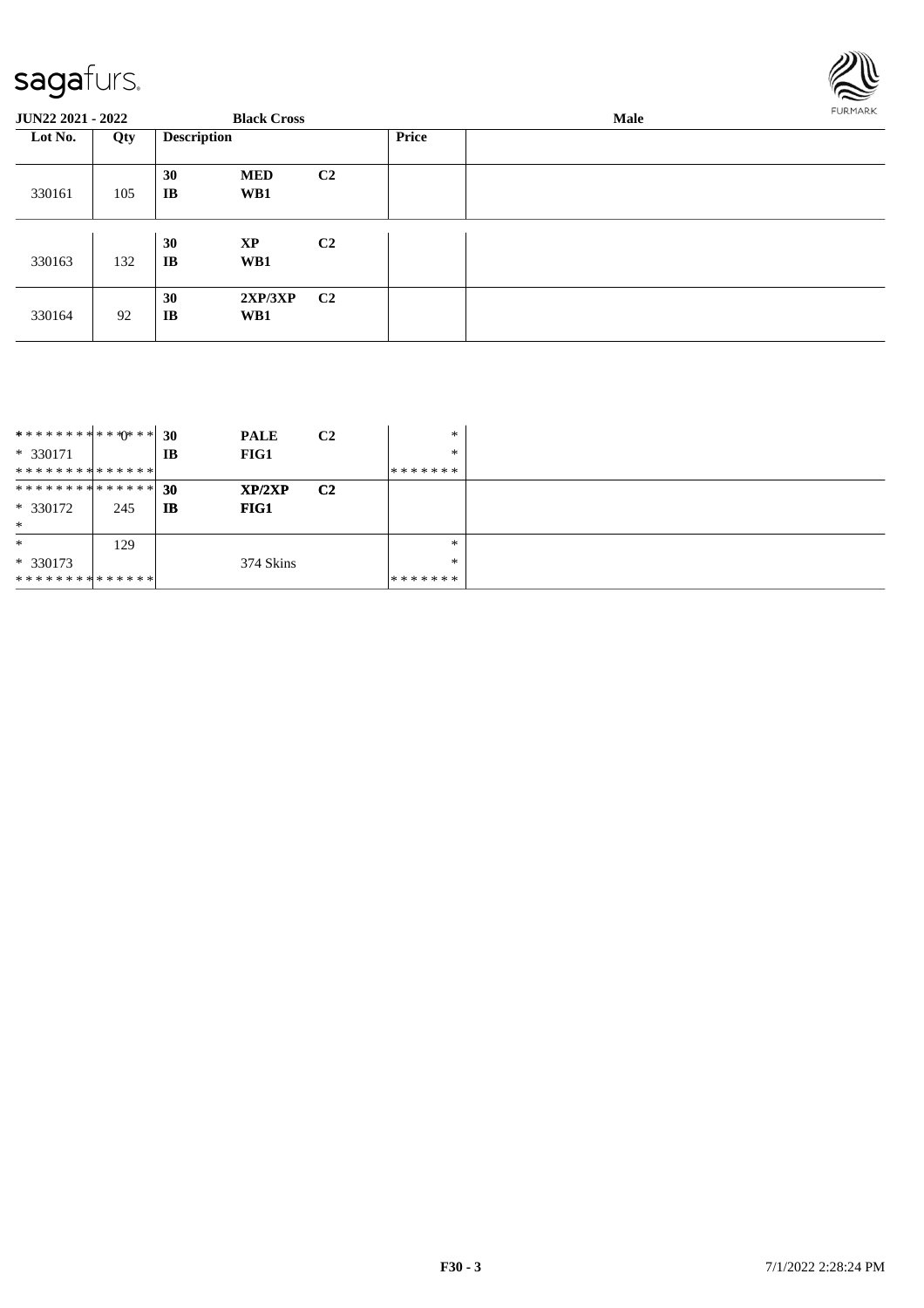sagafurs.

**JUN22 2021 - 2022** **Black Cross** **Male**

| Lot No. | Qty | Description | | | Price | |
|---|---|---|---|---|---|---|
| 330161 | 105 | 30<br>IB | MED<br>WB1 | C2 | | |
| 330163 | 132 | 30<br>IB | XP<br>WB1 | C2 | | |
| 330164 | 92 | 30<br>IB | 2XP/3XP<br>WB1 | C2 | | |
| ************0***<br>* 330171<br>************** | | 30<br>IB | PALE<br>FIG1 | C2 | *<br>*<br>******* | |
| **************<br>* 330172<br>* | 245 | 30<br>IB | XP/2XP<br>FIG1 | C2 | | |
| *<br>* 330173<br>************** | 129 | | 374 Skins | | *<br>*<br>******* | |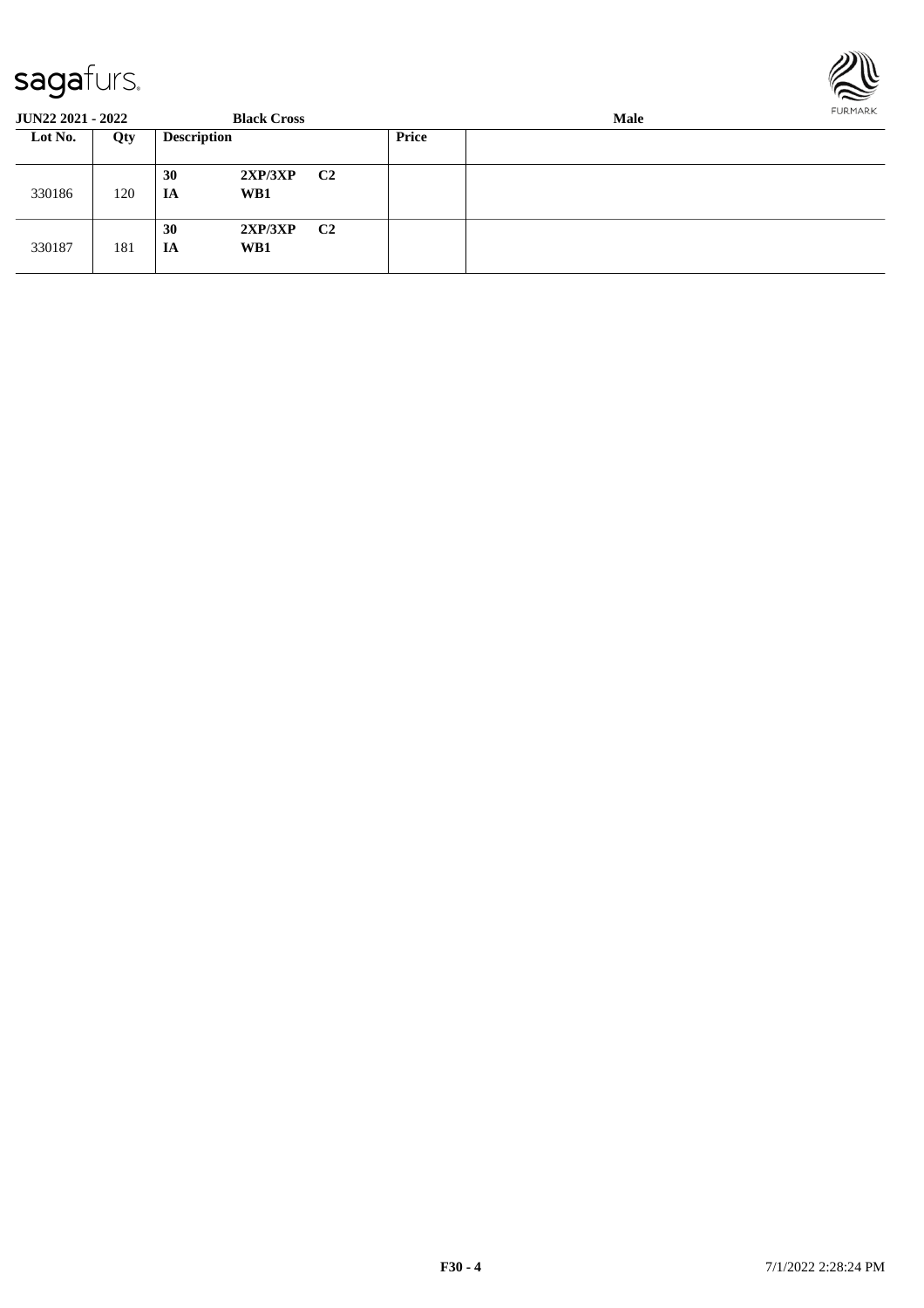**JUN22 2021 - 2022** **Black Cross** **Male**

| Lot No. | Qty | Description | | | Price | |
|---|---|---|---|---|---|---|
| 330186 | 120 | **30** **IA** | **2XP/3XP** **WB1** | **C2** | | |
| 330187 | 181 | **30** **IA** | **2XP/3XP** **WB1** | **C2** | | |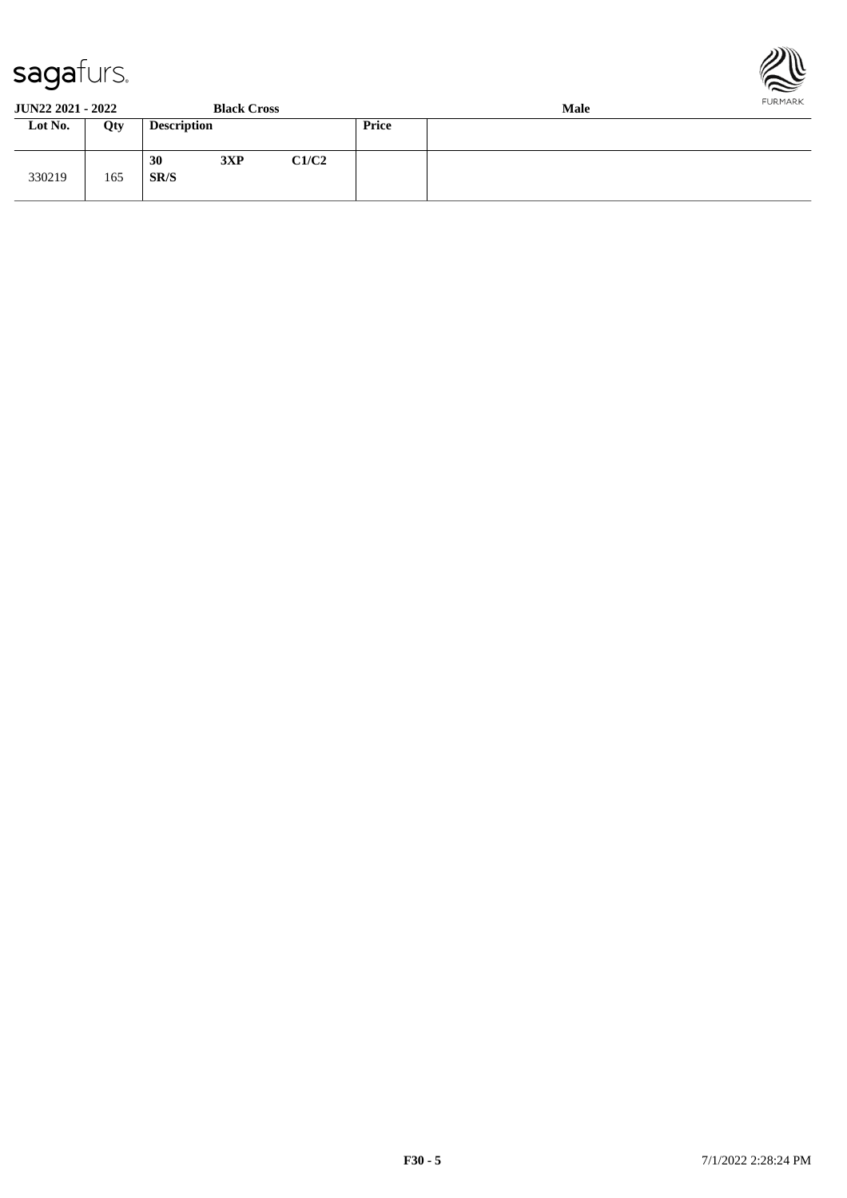**JUN22 2021 - 2022** **Black Cross** **Male**

| Lot No. | Qty | Description | | | Price | |
|---|---|---|---|---|---|---|
| 330219 | 165 | **30** **SR/S** | **3XP** | **C1/C2** | | |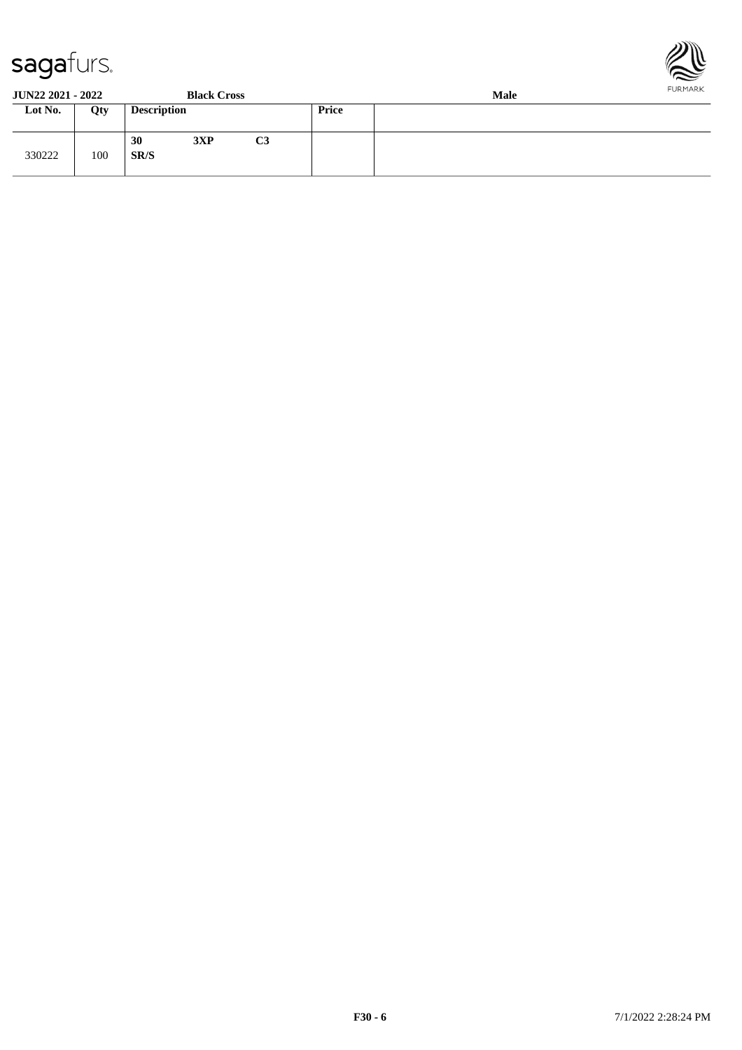**JUN22 2021 - 2022** **Black Cross** **Male**

| Lot No. | Qty | Description | | | Price | |
|---|---|---|---|---|---|---|
| 330222 | 100 | **30** **SR/S** | **3XP** | **C3** | | |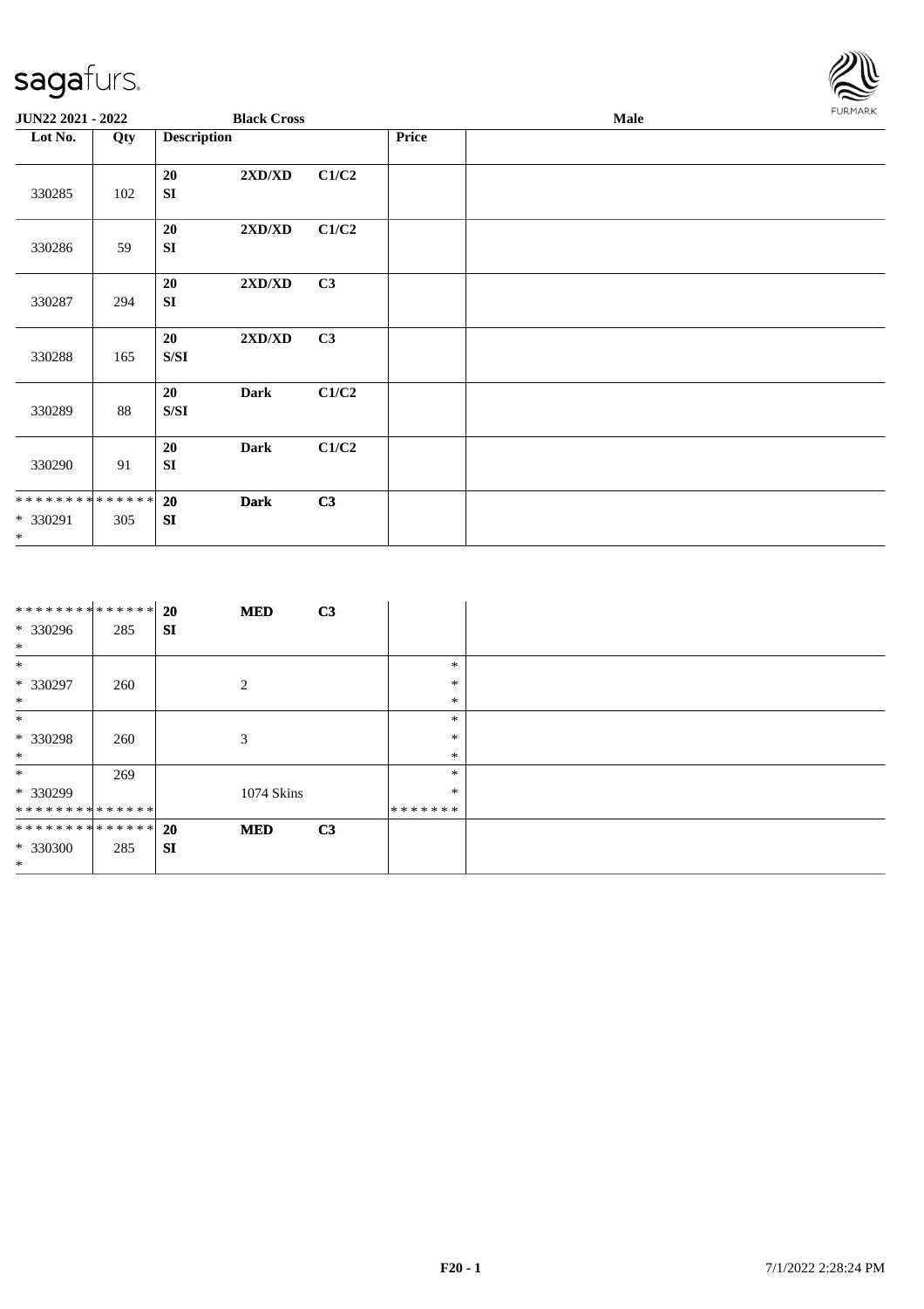| Lot No. | Qty | Description | | | Price | |
|---|---|---|---|---|---|---|
| 330285 | 102 | 20 SI | 2XD/XD | C1/C2 | | |
| 330286 | 59 | 20 SI | 2XD/XD | C1/C2 | | |
| 330287 | 294 | 20 SI | 2XD/XD | C3 | | |
| 330288 | 165 | 20 S/SI | 2XD/XD | C3 | | |
| 330289 | 88 | 20 S/SI | Dark | C1/C2 | | |
| 330290 | 91 | 20 SI | Dark | C1/C2 | | |
| * * * * * * * * * * * * * * <br>* 330291<br>* | 305 | 20 SI | Dark | C3 | | |

| Lot No. | Qty | Description | | | Price | |
|---|---|---|---|---|---|---|
| * * * * * * * * * * * * * * <br>* 330296<br>* | 285 | 20 SI | MED | C3 | | |
| *<br>* 330297<br>* | 260 | | 2 | | *<br>*<br>* | |
| *<br>* 330298<br>* | 260 | | 3 | | *<br>*<br>* | |
| *<br>* 330299<br>* * * * * * * * * * * * * * | 269 | | 1074 Skins | | *<br>*<br>* * * * * * * | |
| * * * * * * * * * * * * * * <br>* 330300<br>* | 285 | 20 SI | MED | C3 | | |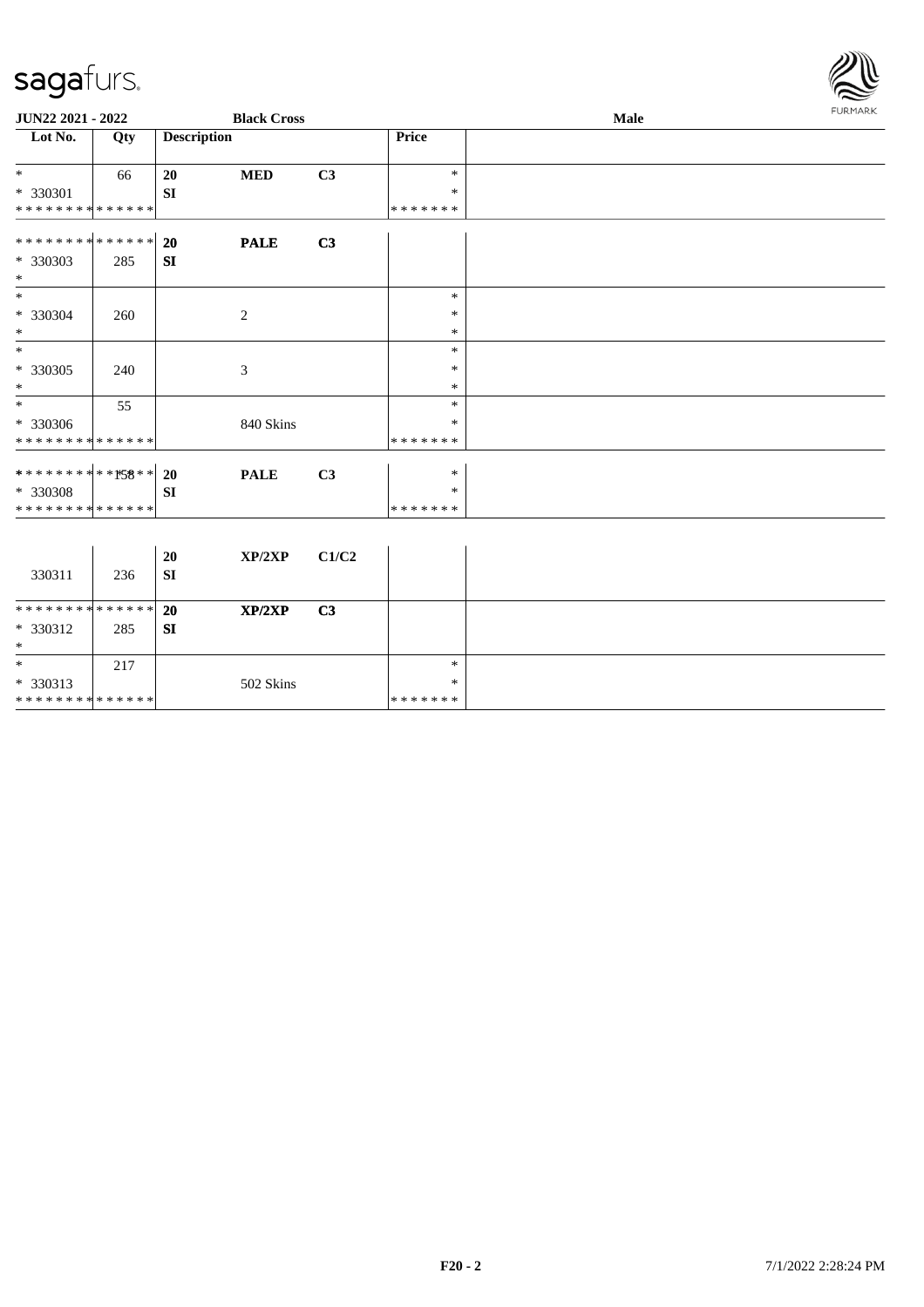**JUN22 2021 - 2022** **Black Cross** **Male**

| Lot No. | Qty | Description | | | Price | |
|---|---|---|---|---|---|---|
| * | 66 | **20** | **MED** | **C3** | * | |
| * 330301 | | **SI** | | | * | |
| * * * * * * * * * * * * * * | | | | | * * * * * * * | |
| * * * * * * * * * * * * * * | | **20** | **PALE** | **C3** | | |
| * 330303 | 285 | **SI** | | | | |
| * | | | | | | |
| * | | | | | * | |
| * 330304 | 260 | | 2 | | * | |
| * | | | | | * | |
| * | | | | | * | |
| * 330305 | 240 | | 3 | | * | |
| * | | | | | * | |
| * | 55 | | | | * | |
| * 330306 | | | 840 Skins | | * | |
| * * * * * * * * * * * * * * | | | | | * * * * * * * | |
| * * * * * * * * * * * * 158 * * | | **20** | **PALE** | **C3** | * | |
| * 330308 | | **SI** | | | * | |
| * * * * * * * * * * * * * * | | | | | * * * * * * * | |
| 330311 | 236 | **20** **SI** | **XP/2XP** | **C1/C2** | | |
| * * * * * * * * * * * * * * | | **20** | **XP/2XP** | **C3** | | |
| * 330312 | 285 | **SI** | | | | |
| * | | | | | | |
| * | 217 | | | | * | |
| * 330313 | | | 502 Skins | | * | |
| * * * * * * * * * * * * * * | | | | | * * * * * * * | |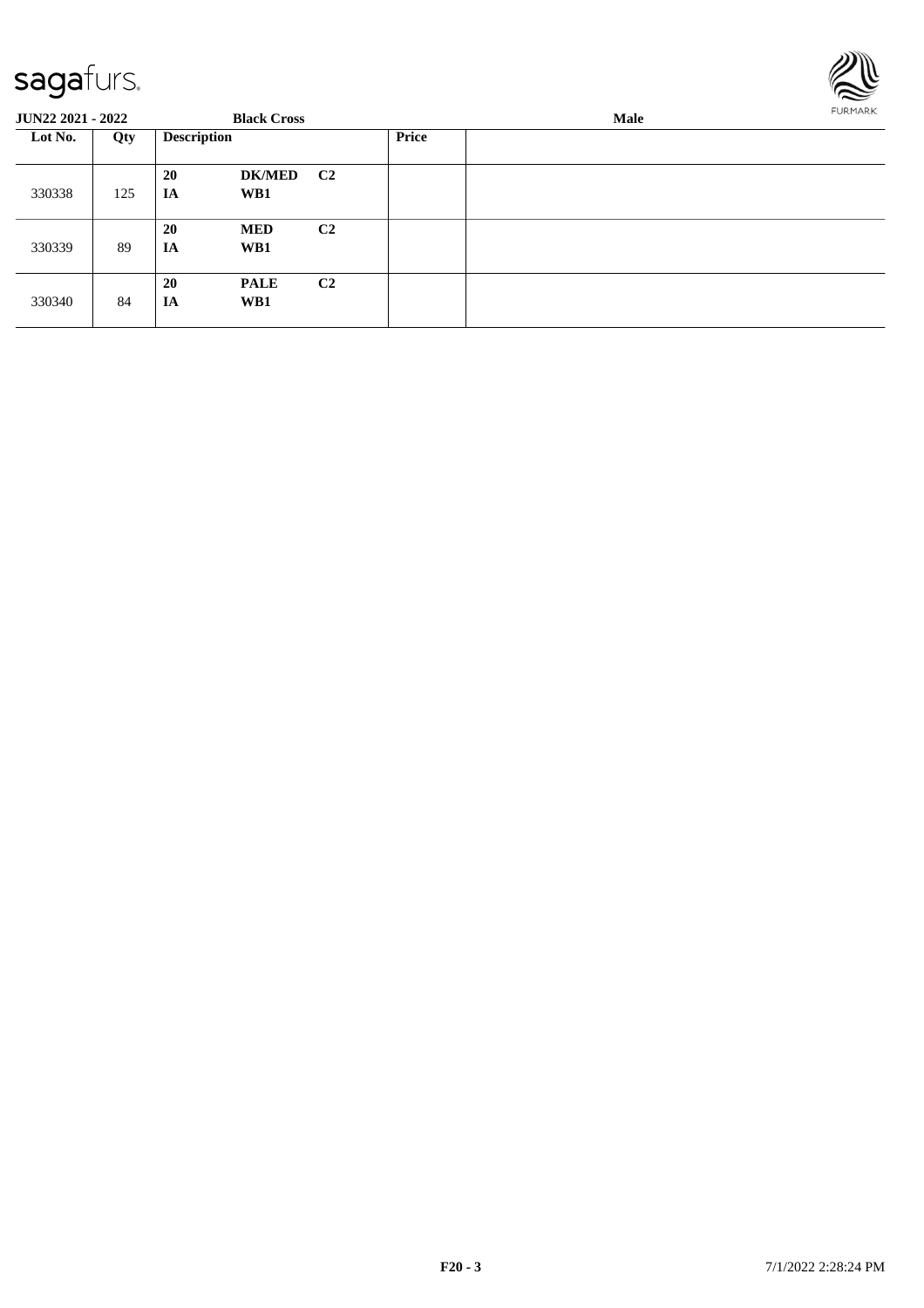**JUN22 2021 - 2022** **Black Cross** **Male**

| Lot No. | Qty | Description | | | Price | |
|---|---|---|---|---|---|---|
| 330338 | 125 | **20** **IA** | **DK/MED** **WB1** | **C2** | | |
| 330339 | 89 | **20** **IA** | **MED** **WB1** | **C2** | | |
| 330340 | 84 | **20** **IA** | **PALE** **WB1** | **C2** | | |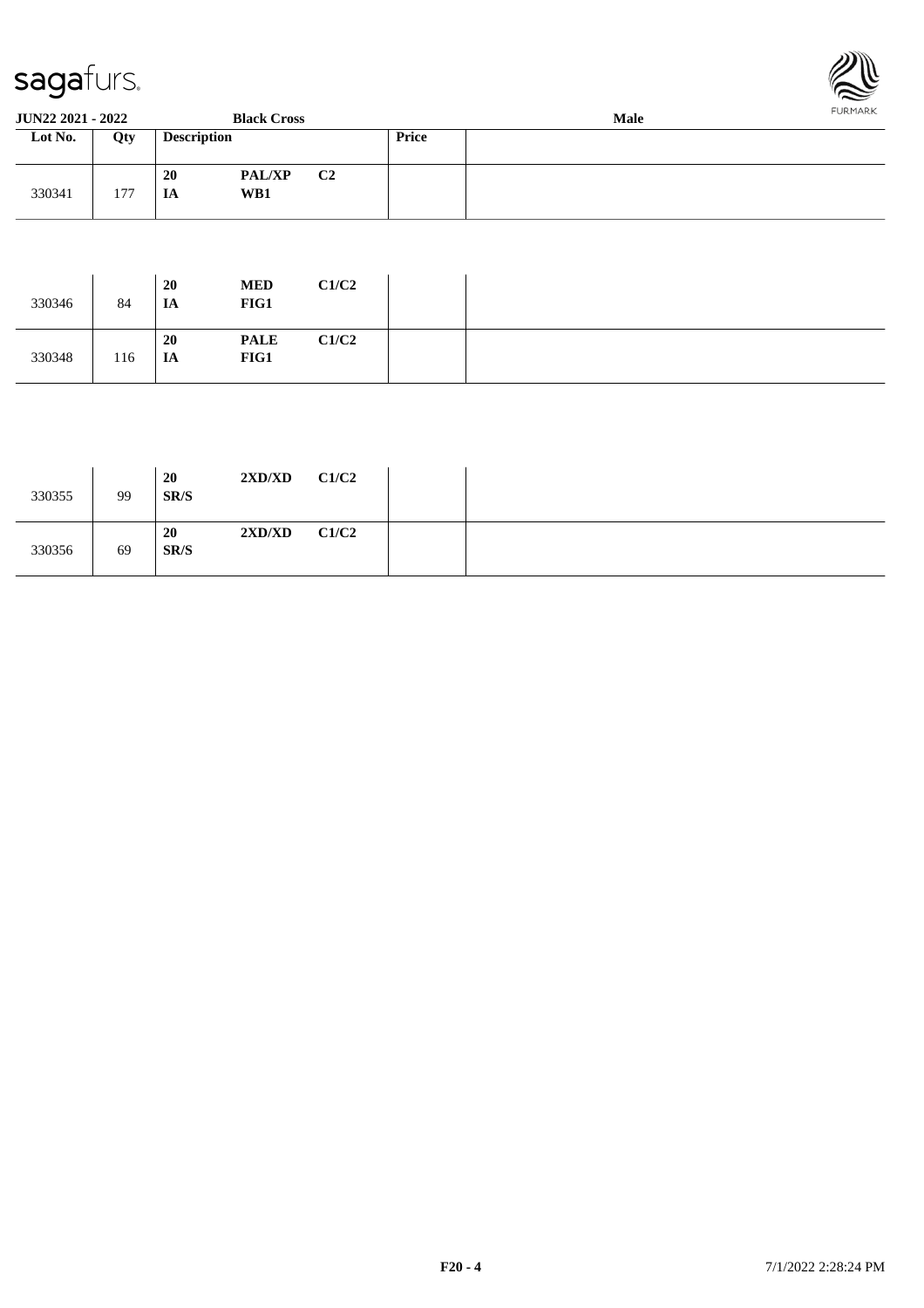**JUN22 2021 - 2022** **Black Cross** **Male**

| Lot No. | Qty | Description | | | Price | |
|---|---|---|---|---|---|---|
| 330341 | 177 | **20** **IA** | **PAL/XP** **WB1** | **C2** | | |
| 330346 | 84 | **20** **IA** | **MED** **FIG1** | **C1/C2** | | |
| 330348 | 116 | **20** **IA** | **PALE** **FIG1** | **C1/C2** | | |
| 330355 | 99 | **20** **SR/S** | **2XD/XD** | **C1/C2** | | |
| 330356 | 69 | **20** **SR/S** | **2XD/XD** | **C1/C2** | | |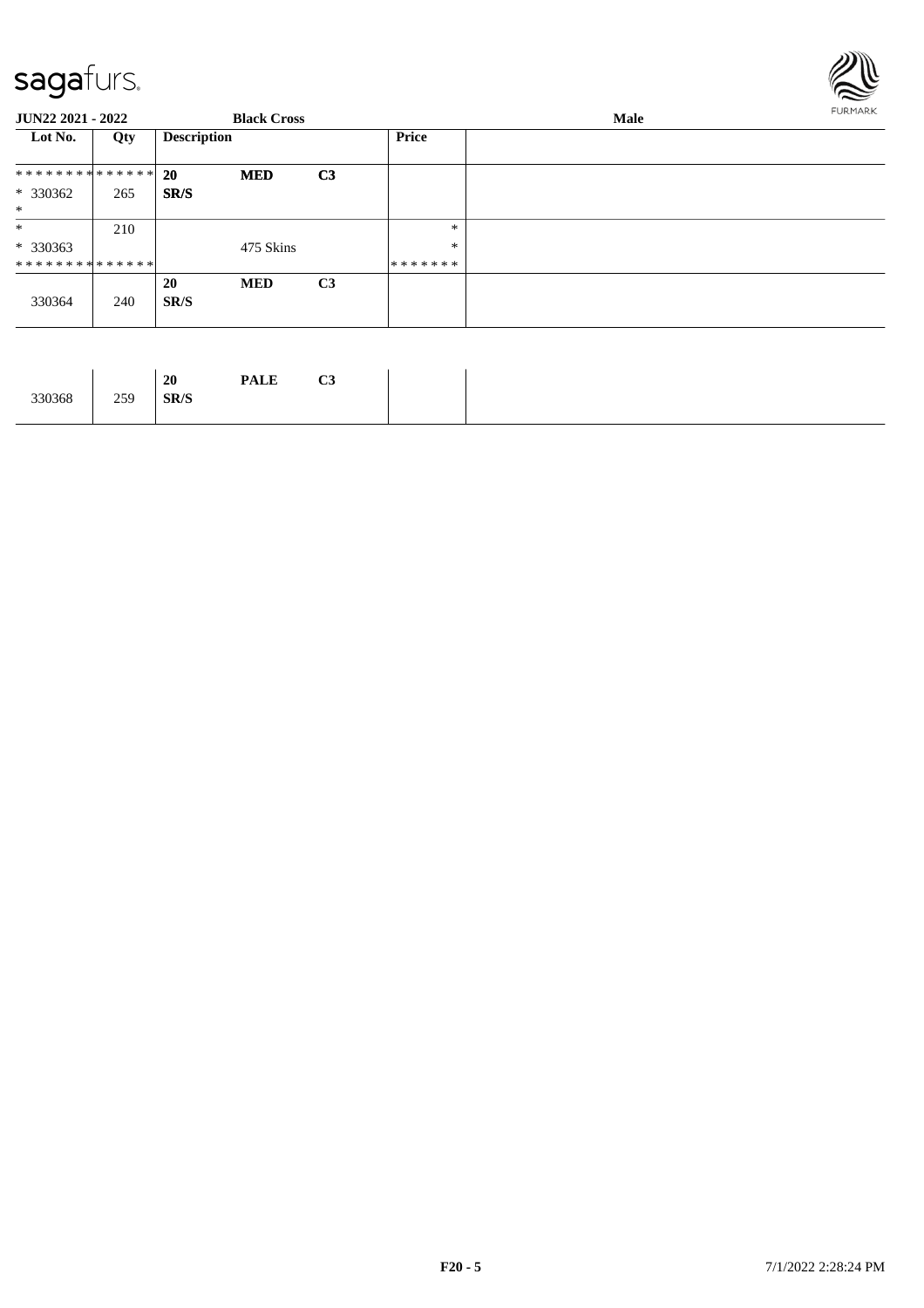**JUN22 2021 - 2022** **Black Cross** **Male**

| Lot No. | Qty | Description | | | Price | |
|---|---|---|---|---|---|---|
| * * * * * * * * * * * * * * | | **20** | **MED** | **C3** | | |
| * 330362 | 265 | **SR/S** | | | | |
| * | | | | | | |
| * | 210 | | | | * | |
| * 330363 | | | 475 Skins | | * | |
| * * * * * * * * * * * * * * | | | | | * * * * * * * | |
| 330364 | 240 | **20** **SR/S** | **MED** | **C3** | | |
| 330368 | 259 | **20** **SR/S** | **PALE** | **C3** | | |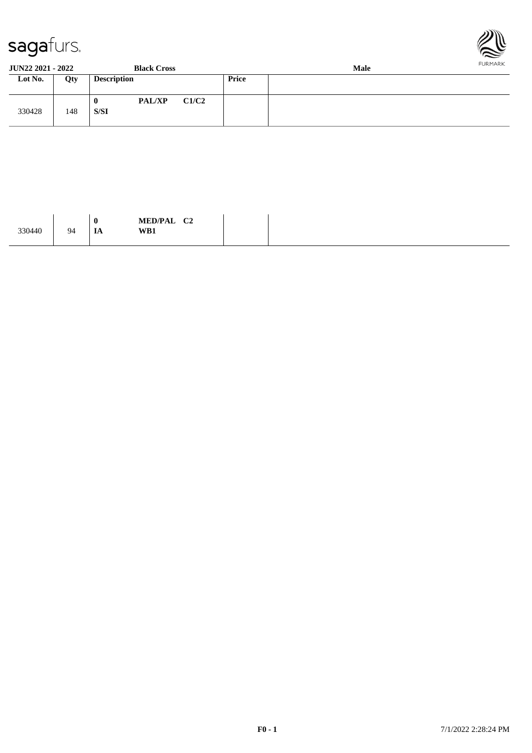**JUN22 2021 - 2022** **Black Cross** **Male**

| Lot No. | Qty | Description | Price | |
|---|---|---|---|---|
| 330428 | 148 | **0** **PAL/XP** **C1/C2** **S/SI** | | |
| 330440 | 94 | **0** **MED/PAL** **C2** **IA** **WB1** | | |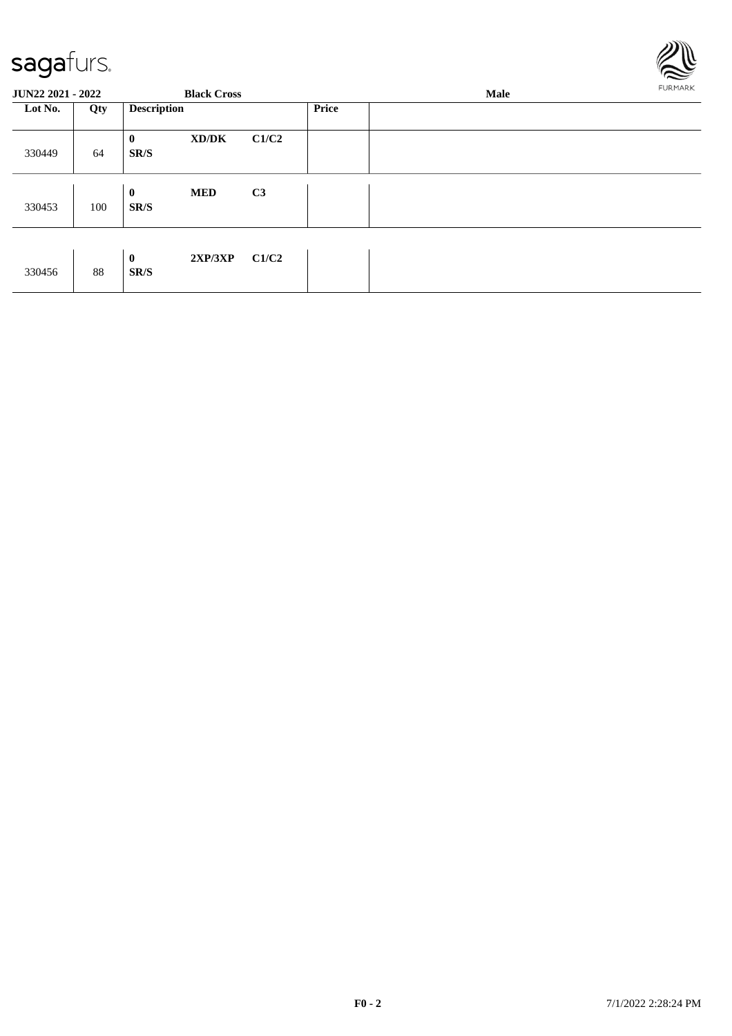**JUN22 2021 - 2022** **Black Cross** **Male**

| Lot No. | Qty | Description | | | Price | |
|---|---|---|---|---|---|---|
| 330449 | 64 | **0** **SR/S** | **XD/DK** | **C1/C2** | | |
| 330453 | 100 | **0** **SR/S** | **MED** | **C3** | | |
| 330456 | 88 | **0** **SR/S** | **2XP/3XP** | **C1/C2** | | |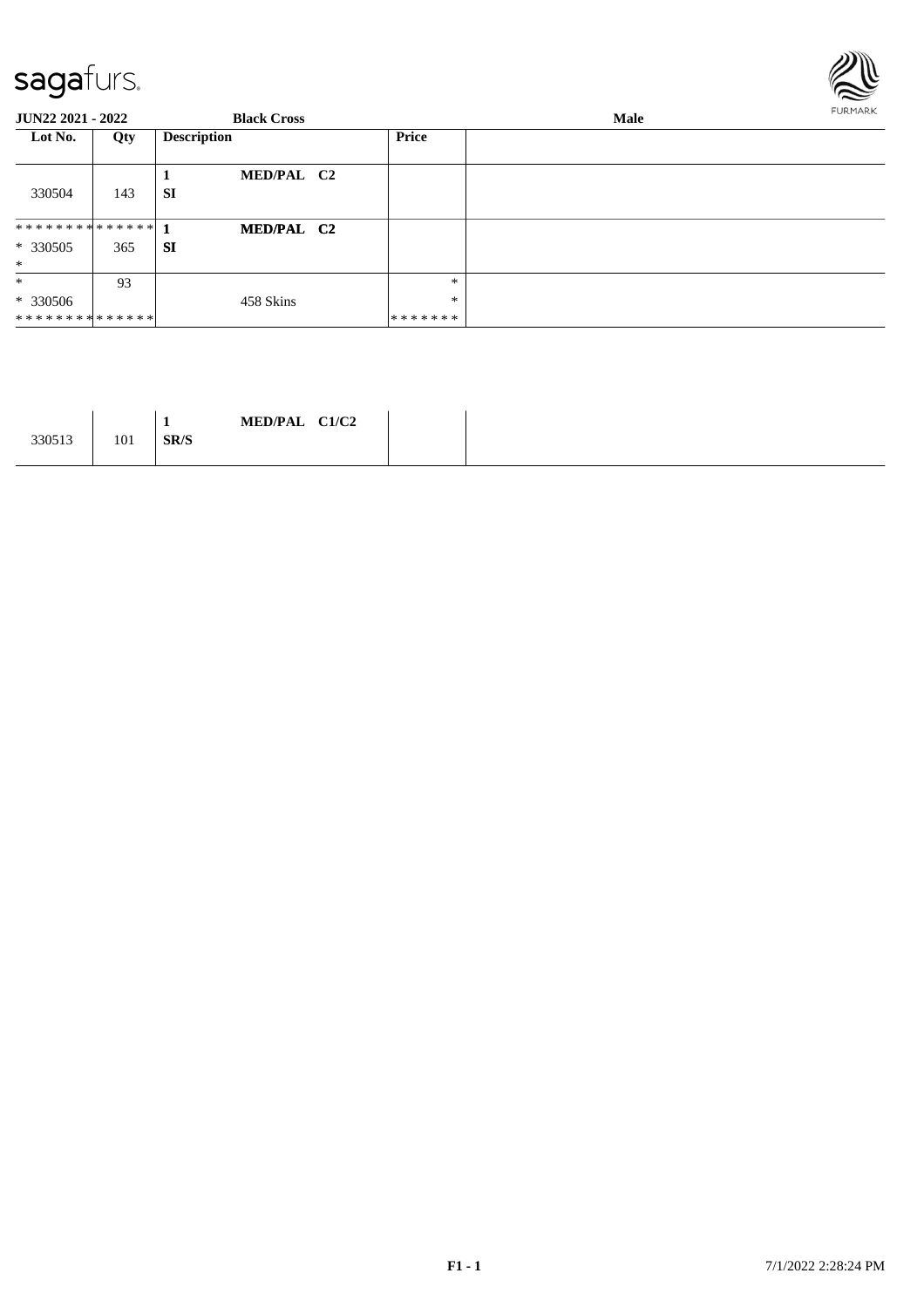**JUN22 2021 - 2022** **Black Cross** **Male**

| Lot No. | Qty | Description | | Price | |
|---|---|---|---|---|---|
| 330504 | 143 | **1** **SI** | **MED/PAL C2** | | |
| ************** * 330505 * | 365 | **1** **SI** | **MED/PAL C2** | | |
| * * 330506 ************** | 93 | | 458 Skins | * * ******* | |

| | | | | | |
|---|---|---|---|---|---|
| 330513 | 101 | **1** **SR/S** | **MED/PAL C1/C2** | | |

**F1 - 1** 7/1/2022 2:28:24 PM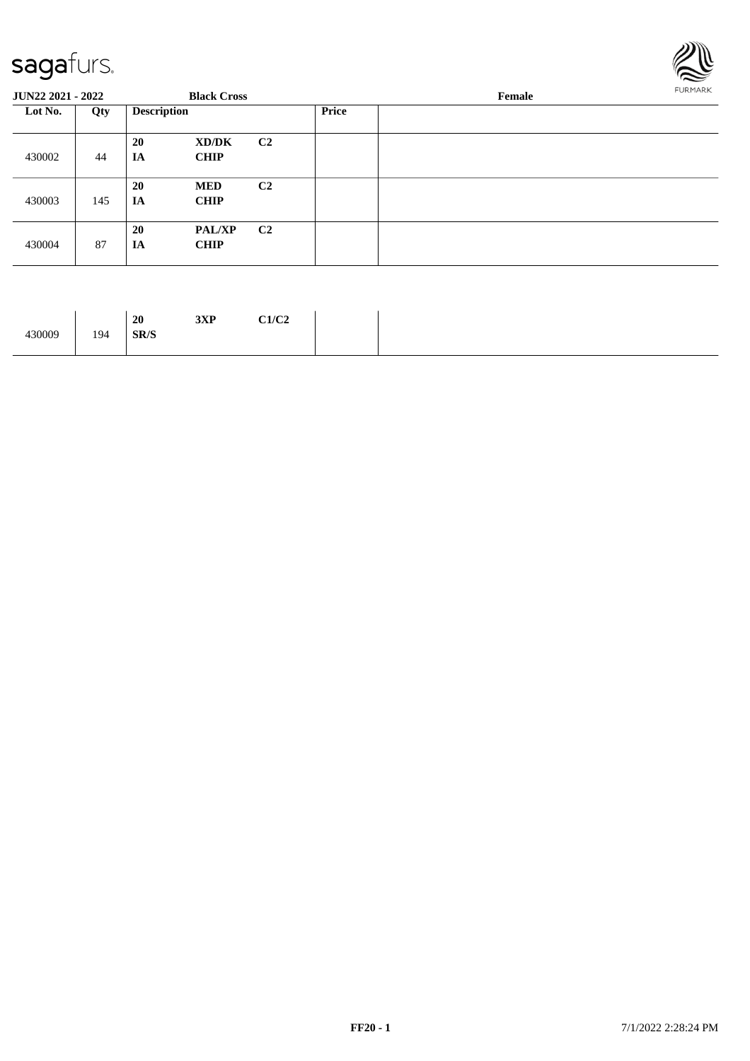**JUN22 2021 - 2022** **Black Cross** **Female**

| Lot No. | Qty | Description | | | Price | |
|---|---|---|---|---|---|---|
| 430002 | 44 | **20** **IA** | **XD/DK** **CHIP** | **C2** | | |
| 430003 | 145 | **20** **IA** | **MED** **CHIP** | **C2** | | |
| 430004 | 87 | **20** **IA** | **PAL/XP** **CHIP** | **C2** | | |

| | | | | | | |
|---|---|---|---|---|---|---|
| 430009 | 194 | **20** **SR/S** | **3XP** | **C1/C2** | | |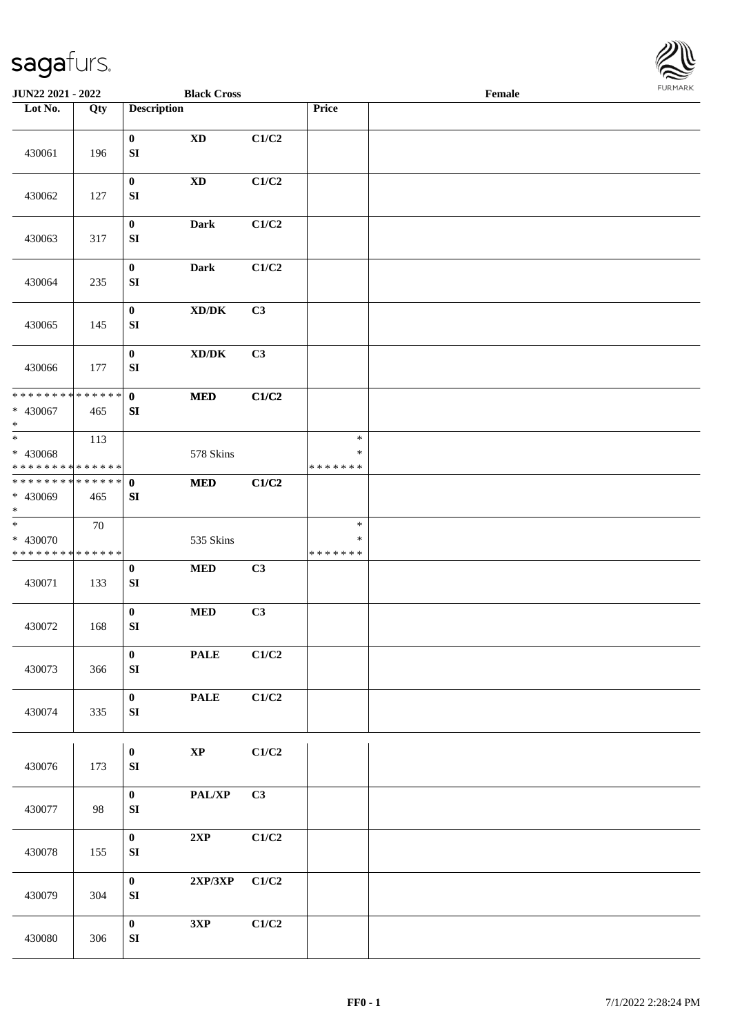JUN22 2021 - 2022 | Black Cross | Female

| Lot No. | Qty | Description | | | Price | |
|---|---|---|---|---|---|---|
| 430061 | 196 | 0 SI | XD | C1/C2 | | |
| 430062 | 127 | 0 SI | XD | C1/C2 | | |
| 430063 | 317 | 0 SI | Dark | C1/C2 | | |
| 430064 | 235 | 0 SI | Dark | C1/C2 | | |
| 430065 | 145 | 0 SI | XD/DK | C3 | | |
| 430066 | 177 | 0 SI | XD/DK | C3 | | |
| * * * * * * * * * * * * * * * 430067 * | 465 | 0 SI | MED | C1/C2 | | |
| * * 430068 * * * * * * * * * * * * * * | 113 | | 578 Skins | | * * * * * * * * * | |
| * * * * * * * * * * * * * * * 430069 * | 465 | 0 SI | MED | C1/C2 | | |
| * * 430070 * * * * * * * * * * * * * * | 70 | | 535 Skins | | * * * * * * * * * | |
| 430071 | 133 | 0 SI | MED | C3 | | |
| 430072 | 168 | 0 SI | MED | C3 | | |
| 430073 | 366 | 0 SI | PALE | C1/C2 | | |
| 430074 | 335 | 0 SI | PALE | C1/C2 | | |
| 430076 | 173 | 0 SI | XP | C1/C2 | | |
| 430077 | 98 | 0 SI | PAL/XP | C3 | | |
| 430078 | 155 | 0 SI | 2XP | C1/C2 | | |
| 430079 | 304 | 0 SI | 2XP/3XP | C1/C2 | | |
| 430080 | 306 | 0 SI | 3XP | C1/C2 | | |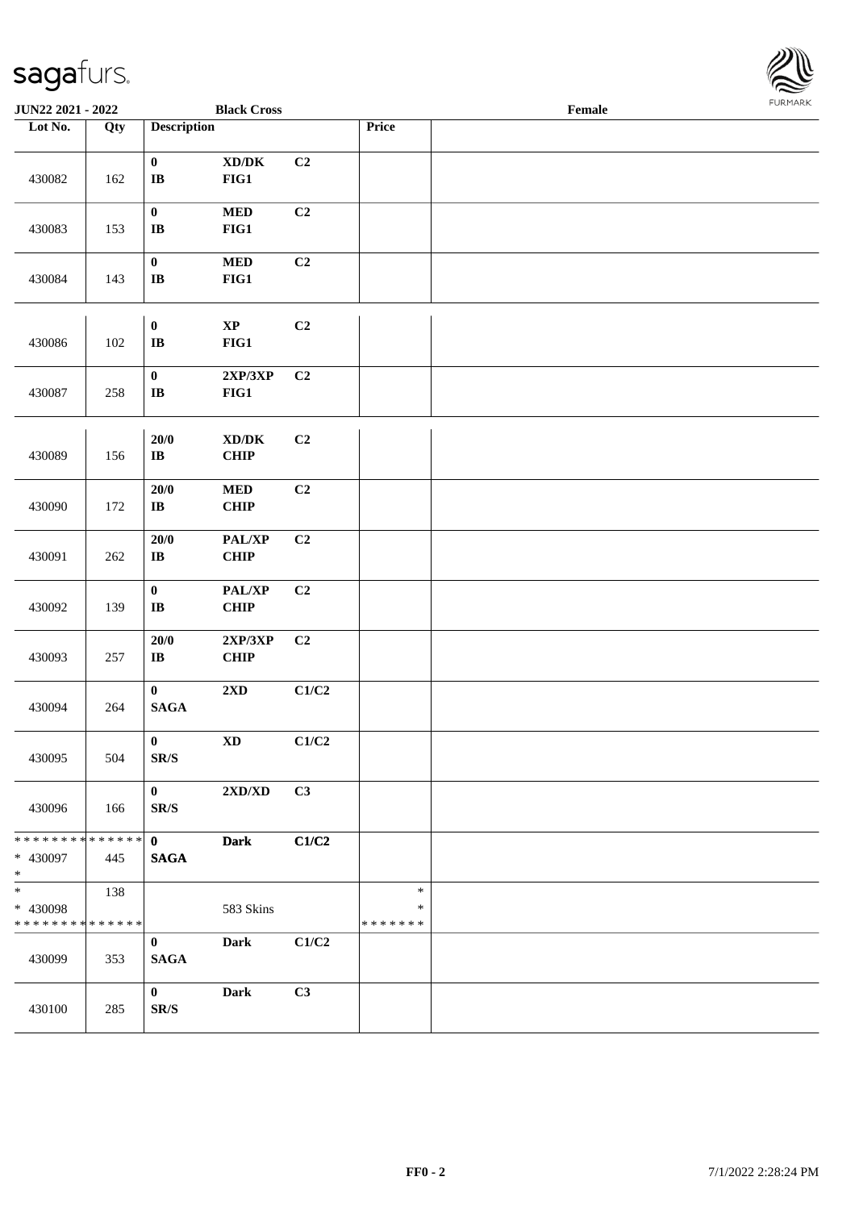JUN22 2021 - 2022 | Black Cross | Female

| Lot No. | Qty | Description | | | Price | |
|---|---|---|---|---|---|---|
| 430082 | 162 | 0<br>IB | XD/DK<br>FIG1 | C2 | | |
| 430083 | 153 | 0<br>IB | MED<br>FIG1 | C2 | | |
| 430084 | 143 | 0<br>IB | MED<br>FIG1 | C2 | | |
| 430086 | 102 | 0<br>IB | XP<br>FIG1 | C2 | | |
| 430087 | 258 | 0<br>IB | 2XP/3XP<br>FIG1 | C2 | | |
| 430089 | 156 | 20/0<br>IB | XD/DK<br>CHIP | C2 | | |
| 430090 | 172 | 20/0<br>IB | MED<br>CHIP | C2 | | |
| 430091 | 262 | 20/0<br>IB | PAL/XP<br>CHIP | C2 | | |
| 430092 | 139 | 0<br>IB | PAL/XP<br>CHIP | C2 | | |
| 430093 | 257 | 20/0<br>IB | 2XP/3XP<br>CHIP | C2 | | |
| 430094 | 264 | 0<br>SAGA | 2XD | C1/C2 | | |
| 430095 | 504 | 0<br>SR/S | XD | C1/C2 | | |
| 430096 | 166 | 0<br>SR/S | 2XD/XD | C3 | | |
| * * * * * * * * * * * * * *<br>* 430097<br>* | 445 | 0<br>SAGA | Dark | C1/C2 | | |
| *<br>* 430098<br>* * * * * * * * * * * * * * | 138 | | 583 Skins | | *<br>*<br>* * * * * * * | |
| 430099 | 353 | 0<br>SAGA | Dark | C1/C2 | | |
| 430100 | 285 | 0<br>SR/S | Dark | C3 | | |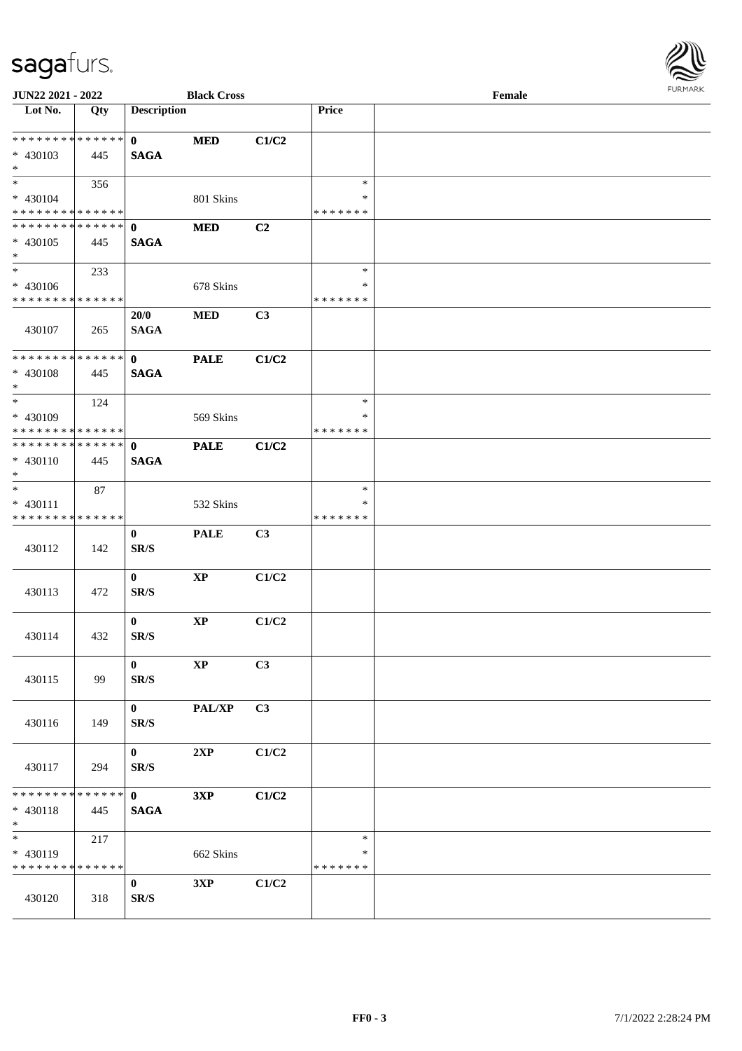JUN22 2021 - 2022 | Black Cross | Female

| Lot No. | Qty | Description | | | Price | |
|---|---|---|---|---|---|---|
| * * * * * * * * * * * * * * | | 0 | MED | C1/C2 | | |
| * 430103 | 445 | SAGA | | | | |
| * | | | | | | |
| * | 356 | | | | * | |
| * 430104 | | | 801 Skins | | * | |
| * * * * * * * * * * * * * * | | | | | * * * * * * * | |
| * * * * * * * * * * * * * * | | 0 | MED | C2 | | |
| * 430105 | 445 | SAGA | | | | |
| * | | | | | | |
| * | 233 | | | | * | |
| * 430106 | | | 678 Skins | | * | |
| * * * * * * * * * * * * * * | | | | | * * * * * * * | |
| 430107 | 265 | 20/0 SAGA | MED | C3 | | |
| * * * * * * * * * * * * * * | | 0 | PALE | C1/C2 | | |
| * 430108 | 445 | SAGA | | | | |
| * | | | | | | |
| * | 124 | | | | * | |
| * 430109 | | | 569 Skins | | * | |
| * * * * * * * * * * * * * * | | | | | * * * * * * * | |
| * * * * * * * * * * * * * * | | 0 | PALE | C1/C2 | | |
| * 430110 | 445 | SAGA | | | | |
| * | | | | | | |
| * | 87 | | | | * | |
| * 430111 | | | 532 Skins | | * | |
| * * * * * * * * * * * * * * | | | | | * * * * * * * | |
| 430112 | 142 | 0 SR/S | PALE | C3 | | |
| 430113 | 472 | 0 SR/S | XP | C1/C2 | | |
| 430114 | 432 | 0 SR/S | XP | C1/C2 | | |
| 430115 | 99 | 0 SR/S | XP | C3 | | |
| 430116 | 149 | 0 SR/S | PAL/XP | C3 | | |
| 430117 | 294 | 0 SR/S | 2XP | C1/C2 | | |
| * * * * * * * * * * * * * * | | 0 | 3XP | C1/C2 | | |
| * 430118 | 445 | SAGA | | | | |
| * | | | | | | |
| * | 217 | | | | * | |
| * 430119 | | | 662 Skins | | * | |
| * * * * * * * * * * * * * * | | | | | * * * * * * * | |
| 430120 | 318 | 0 SR/S | 3XP | C1/C2 | | |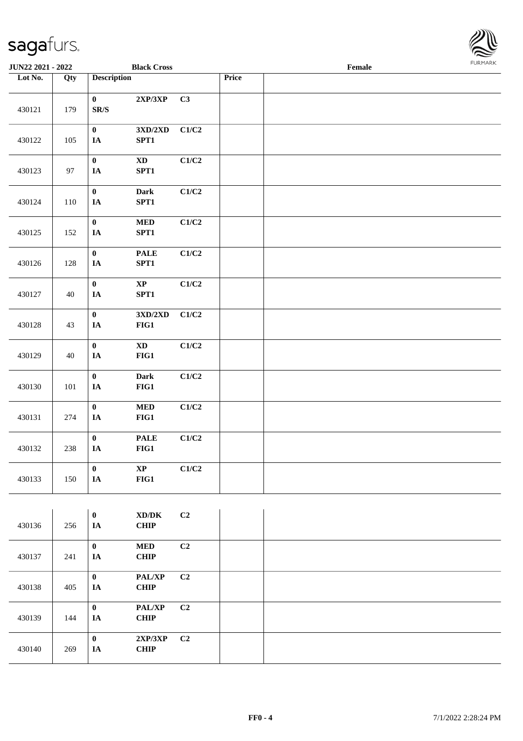| Lot No. | Qty | Description | | | Price | |
|---|---|---|---|---|---|---|
| 430121 | 179 | 0 SR/S | 2XP/3XP | C3 | | |
| 430122 | 105 | 0 IA | 3XD/2XD SPT1 | C1/C2 | | |
| 430123 | 97 | 0 IA | XD SPT1 | C1/C2 | | |
| 430124 | 110 | 0 IA | Dark SPT1 | C1/C2 | | |
| 430125 | 152 | 0 IA | MED SPT1 | C1/C2 | | |
| 430126 | 128 | 0 IA | PALE SPT1 | C1/C2 | | |
| 430127 | 40 | 0 IA | XP SPT1 | C1/C2 | | |
| 430128 | 43 | 0 IA | 3XD/2XD FIG1 | C1/C2 | | |
| 430129 | 40 | 0 IA | XD FIG1 | C1/C2 | | |
| 430130 | 101 | 0 IA | Dark FIG1 | C1/C2 | | |
| 430131 | 274 | 0 IA | MED FIG1 | C1/C2 | | |
| 430132 | 238 | 0 IA | PALE FIG1 | C1/C2 | | |
| 430133 | 150 | 0 IA | XP FIG1 | C1/C2 | | |
| 430136 | 256 | 0 IA | XD/DK CHIP | C2 | | |
| 430137 | 241 | 0 IA | MED CHIP | C2 | | |
| 430138 | 405 | 0 IA | PAL/XP CHIP | C2 | | |
| 430139 | 144 | 0 IA | PAL/XP CHIP | C2 | | |
| 430140 | 269 | 0 IA | 2XP/3XP CHIP | C2 | | |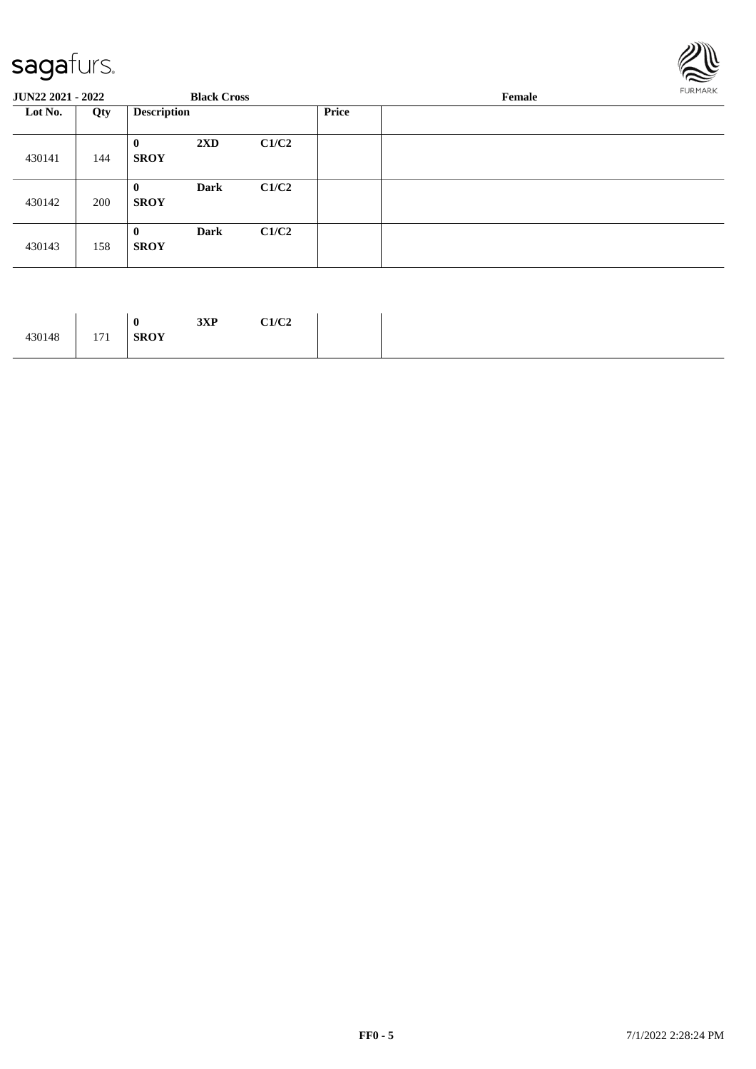| Lot No. | Qty | Description | | | Price | |
|---|---|---|---|---|---|---|
| 430141 | 144 | **0** **SROY** | **2XD** | **C1/C2** | | |
| 430142 | 200 | **0** **SROY** | **Dark** | **C1/C2** | | |
| 430143 | 158 | **0** **SROY** | **Dark** | **C1/C2** | | |
| 430148 | 171 | **0** **SROY** | **3XP** | **C1/C2** | | |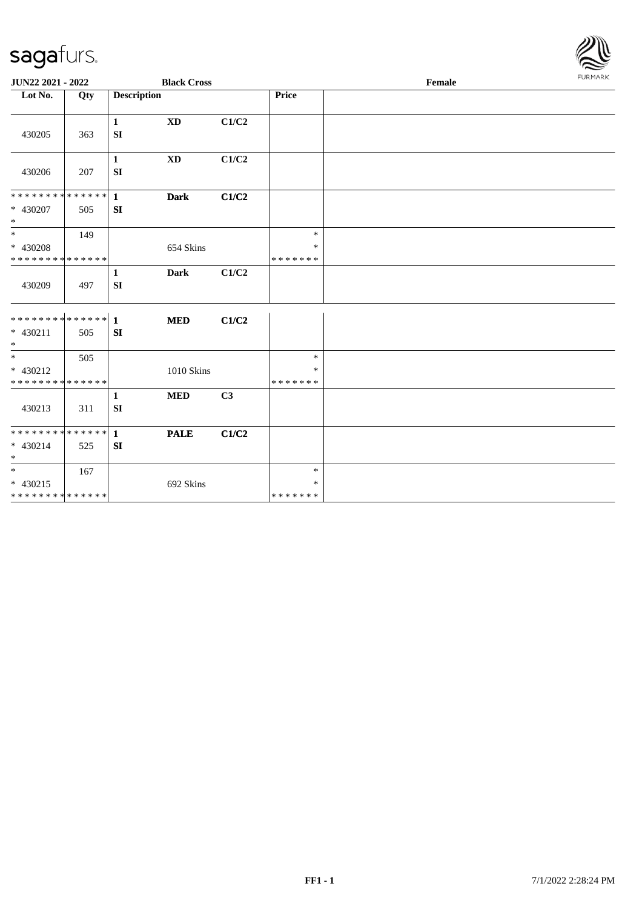JUN22 2021 - 2022 | Black Cross | Female

| Lot No. | Qty | Description | | | Price | |
|---|---|---|---|---|---|---|
| 430205 | 363 | 1 SI | XD | C1/C2 | | |
| 430206 | 207 | 1 SI | XD | C1/C2 | | |
| * * * * * * * * * * * * * * <br>* 430207<br>* | 505 | 1 SI | Dark | C1/C2 | | |
| *<br>* 430208<br>* * * * * * * * * * * * * * | 149 | | 654 Skins | | *<br>*<br>* * * * * * * | |
| 430209 | 497 | 1 SI | Dark | C1/C2 | | |
| * * * * * * * * * * * * * * <br>* 430211<br>* | 505 | 1 SI | MED | C1/C2 | | |
| *<br>* 430212<br>* * * * * * * * * * * * * * | 505 | | 1010 Skins | | *<br>*<br>* * * * * * * | |
| 430213 | 311 | 1 SI | MED | C3 | | |
| * * * * * * * * * * * * * * <br>* 430214<br>* | 525 | 1 SI | PALE | C1/C2 | | |
| *<br>* 430215<br>* * * * * * * * * * * * * * | 167 | | 692 Skins | | *<br>*<br>* * * * * * * | |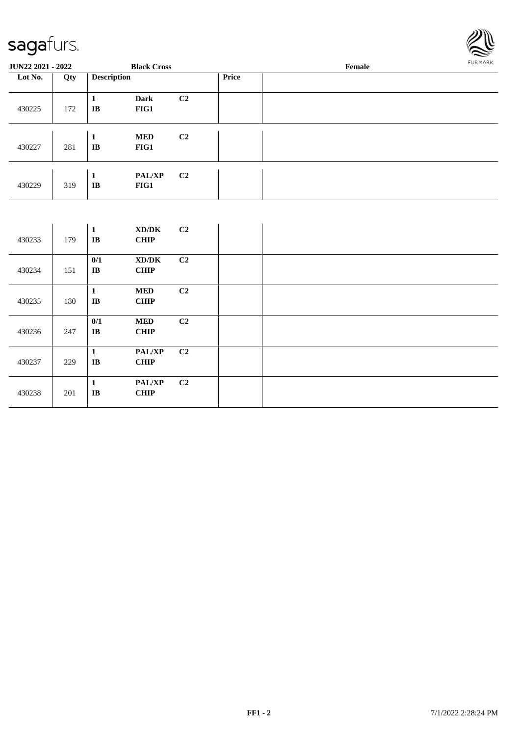**JUN22 2021 - 2022** **Black Cross** **Female**

| Lot No. | Qty | Description | | | Price | |
|---|---|---|---|---|---|---|
| 430225 | 172 | 1<br>IB | Dark<br>FIG1 | C2 | | |
| 430227 | 281 | 1<br>IB | MED<br>FIG1 | C2 | | |
| 430229 | 319 | 1<br>IB | PAL/XP<br>FIG1 | C2 | | |
| 430233 | 179 | 1<br>IB | XD/DK<br>CHIP | C2 | | |
| 430234 | 151 | 0/1<br>IB | XD/DK<br>CHIP | C2 | | |
| 430235 | 180 | 1<br>IB | MED<br>CHIP | C2 | | |
| 430236 | 247 | 0/1<br>IB | MED<br>CHIP | C2 | | |
| 430237 | 229 | 1<br>IB | PAL/XP<br>CHIP | C2 | | |
| 430238 | 201 | 1<br>IB | PAL/XP<br>CHIP | C2 | | |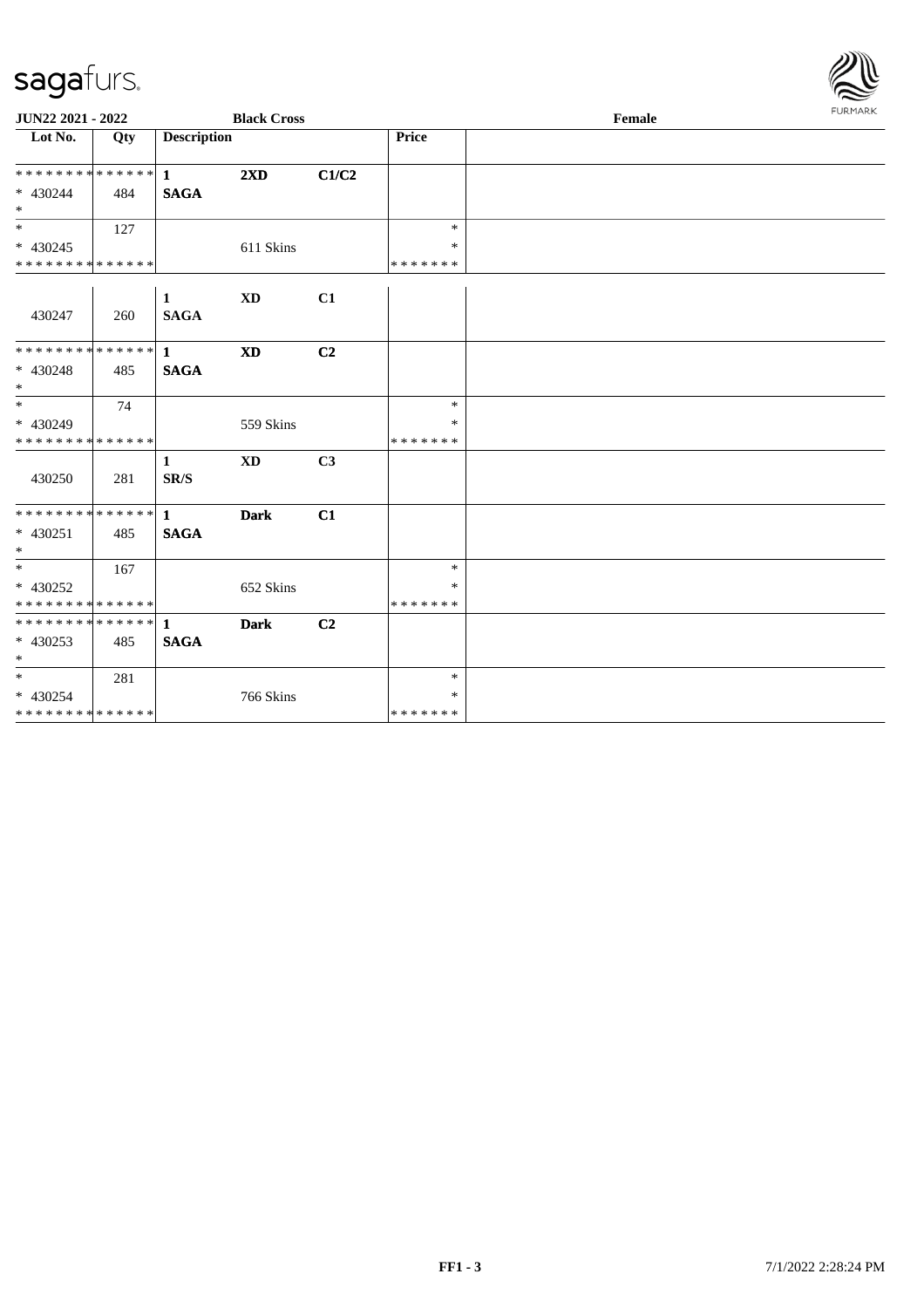JUN22 2021 - 2022 | Black Cross | Female

| Lot No. | Qty | Description | | | Price | |
|---|---|---|---|---|---|---|
| * * * * * * * * * * * * * * | | 1 | 2XD | C1/C2 | | |
| * 430244 | 484 | SAGA | | | | |
| * | | | | | | |
| * | 127 | | | | * | |
| * 430245 | | | 611 Skins | | * | |
| * * * * * * * * * * * * * * | | | | | * * * * * * * | |
| | | 1 | XD | C1 | | |
| 430247 | 260 | SAGA | | | | |
| * * * * * * * * * * * * * * | | 1 | XD | C2 | | |
| * 430248 | 485 | SAGA | | | | |
| * | | | | | | |
| * | 74 | | | | * | |
| * 430249 | | | 559 Skins | | * | |
| * * * * * * * * * * * * * * | | | | | * * * * * * * | |
| | | 1 | XD | C3 | | |
| 430250 | 281 | SR/S | | | | |
| * * * * * * * * * * * * * * | | 1 | Dark | C1 | | |
| * 430251 | 485 | SAGA | | | | |
| * | | | | | | |
| * | 167 | | | | * | |
| * 430252 | | | 652 Skins | | * | |
| * * * * * * * * * * * * * * | | | | | * * * * * * * | |
| * * * * * * * * * * * * * * | | 1 | Dark | C2 | | |
| * 430253 | 485 | SAGA | | | | |
| * | | | | | | |
| * | 281 | | | | * | |
| * 430254 | | | 766 Skins | | * | |
| * * * * * * * * * * * * * * | | | | | * * * * * * * | |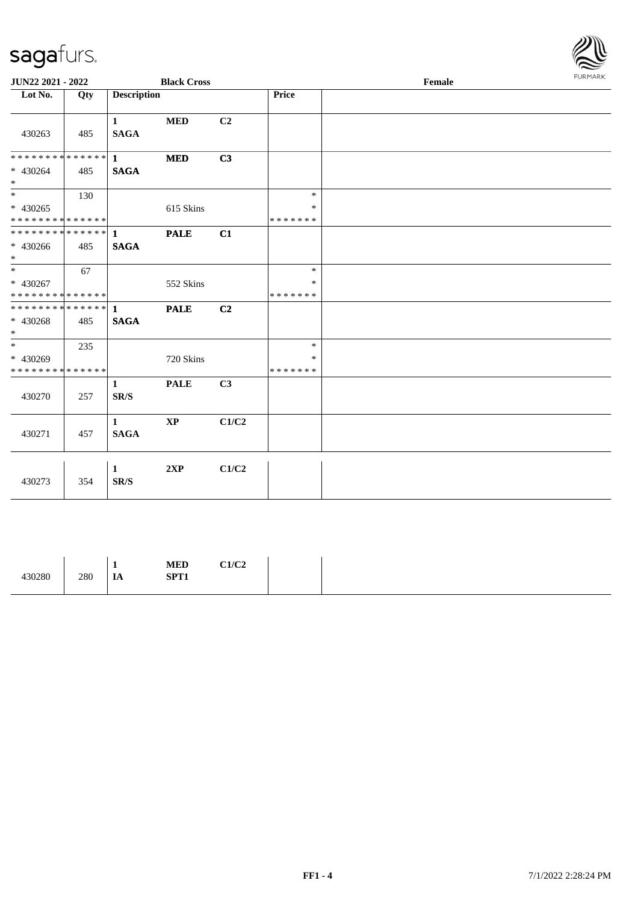JUN22 2021 - 2022 | Black Cross | Female

| Lot No. | Qty | Description | | | Price | |
|---|---|---|---|---|---|---|
| 430263 | 485 | 1 SAGA | MED | C2 | | |
| * * * * * * * * * * * * * * * 430264 * | 485 | 1 SAGA | MED | C3 | | |
| * * 430265 * * * * * * * * * * * * * * | 130 | | 615 Skins | | * * * * * * * * * | |
| * * * * * * * * * * * * * * * 430266 * | 485 | 1 SAGA | PALE | C1 | | |
| * * 430267 * * * * * * * * * * * * * * | 67 | | 552 Skins | | * * * * * * * * * | |
| * * * * * * * * * * * * * * * 430268 * | 485 | 1 SAGA | PALE | C2 | | |
| * * 430269 * * * * * * * * * * * * * * | 235 | | 720 Skins | | * * * * * * * * * | |
| 430270 | 257 | 1 SR/S | PALE | C3 | | |
| 430271 | 457 | 1 SAGA | XP | C1/C2 | | |
| 430273 | 354 | 1 SR/S | 2XP | C1/C2 | | |

| | | | | | | |
|---|---|---|---|---|---|---|
| 430280 | 280 | 1 IA | MED SPT1 | C1/C2 | | |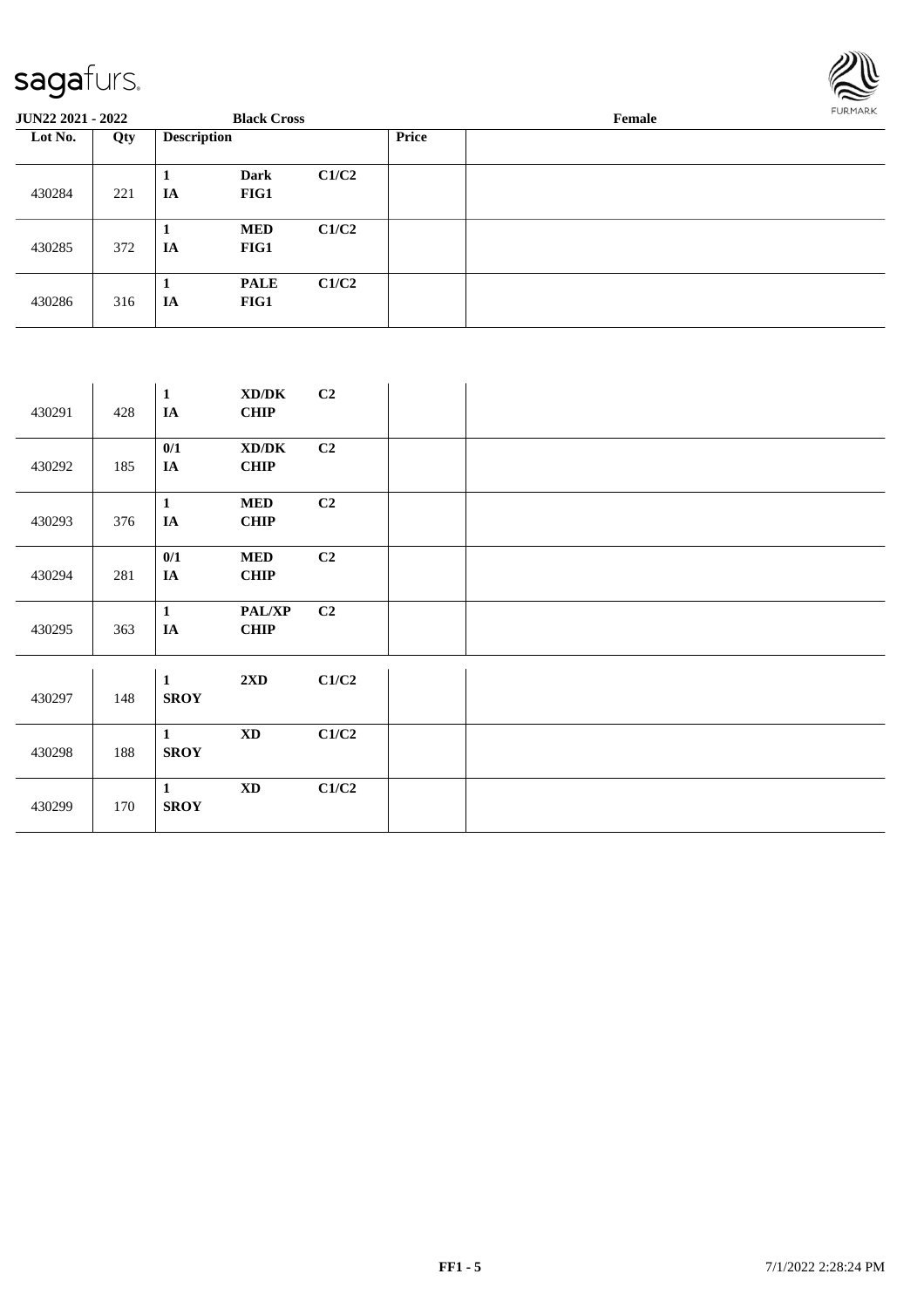**JUN22 2021 - 2022** **Black Cross** **Female**

| Lot No. | Qty | Description | | | Price | |
|---|---|---|---|---|---|---|
| 430284 | 221 | 1 IA | Dark FIG1 | C1/C2 | | |
| 430285 | 372 | 1 IA | MED FIG1 | C1/C2 | | |
| 430286 | 316 | 1 IA | PALE FIG1 | C1/C2 | | |
| 430291 | 428 | 1 IA | XD/DK CHIP | C2 | | |
| 430292 | 185 | 0/1 IA | XD/DK CHIP | C2 | | |
| 430293 | 376 | 1 IA | MED CHIP | C2 | | |
| 430294 | 281 | 0/1 IA | MED CHIP | C2 | | |
| 430295 | 363 | 1 IA | PAL/XP CHIP | C2 | | |
| 430297 | 148 | 1 SROY | 2XD | C1/C2 | | |
| 430298 | 188 | 1 SROY | XD | C1/C2 | | |
| 430299 | 170 | 1 SROY | XD | C1/C2 | | |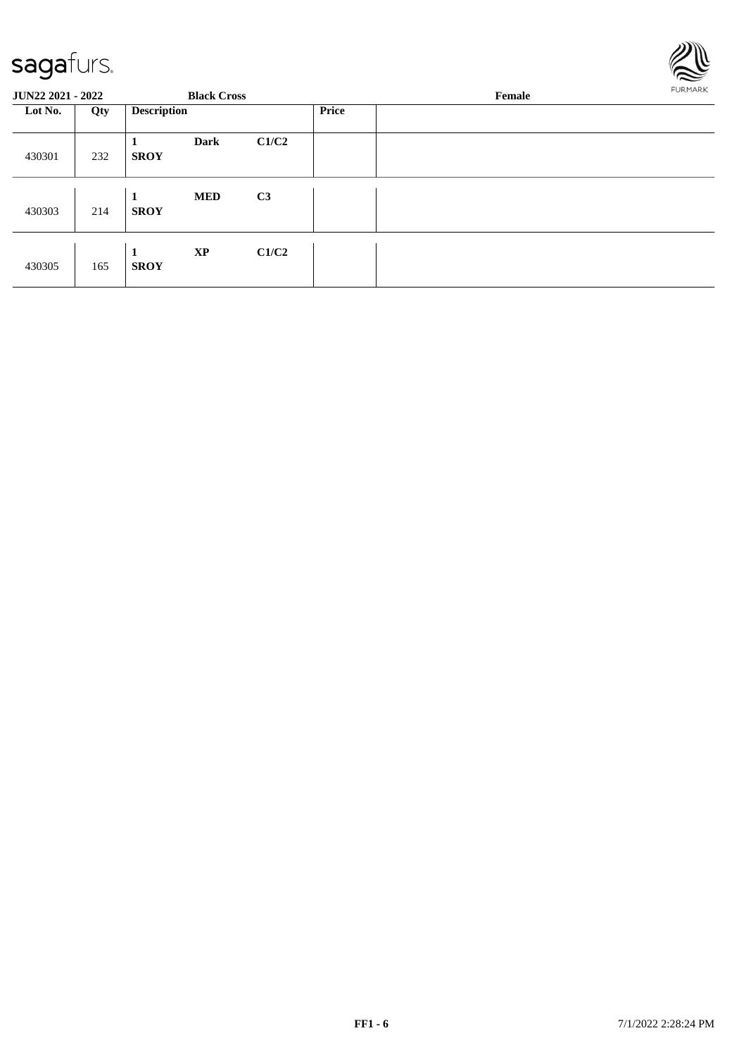**JUN22 2021 - 2022** | **Black Cross** | **Female**

| Lot No. | Qty | Description | | | Price | |
|---|---|---|---|---|---|---|
| 430301 | 232 | **1** **SROY** | **Dark** | **C1/C2** | | |
| 430303 | 214 | **1** **SROY** | **MED** | **C3** | | |
| 430305 | 165 | **1** **SROY** | **XP** | **C1/C2** | | |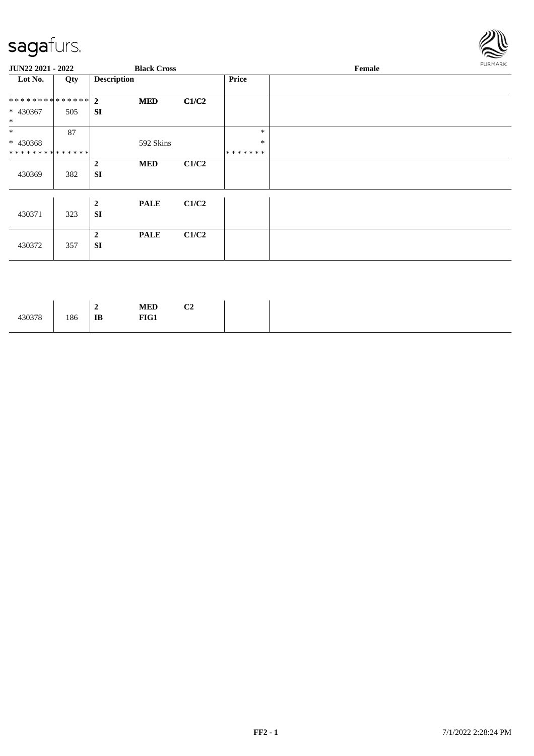**JUN22 2021 - 2022** **Black Cross** **Female**

| Lot No. | Qty | Description | | | Price | |
|---|---|---|---|---|---|---|
| * * * * * * * * * * * * * * | | **2** | **MED** | **C1/C2** | | |
| * 430367 | 505 | **SI** | | | | |
| * | | | | | | |
| * | 87 | | | | * | |
| * 430368 | | | 592 Skins | | * | |
| * * * * * * * * * * * * * * | | | | | * * * * * * * | |
| 430369 | 382 | **2** **SI** | **MED** | **C1/C2** | | |
| 430371 | 323 | **2** **SI** | **PALE** | **C1/C2** | | |
| 430372 | 357 | **2** **SI** | **PALE** | **C1/C2** | | |
| 430378 | 186 | **2** **IB** | **MED** **FIG1** | **C2** | | |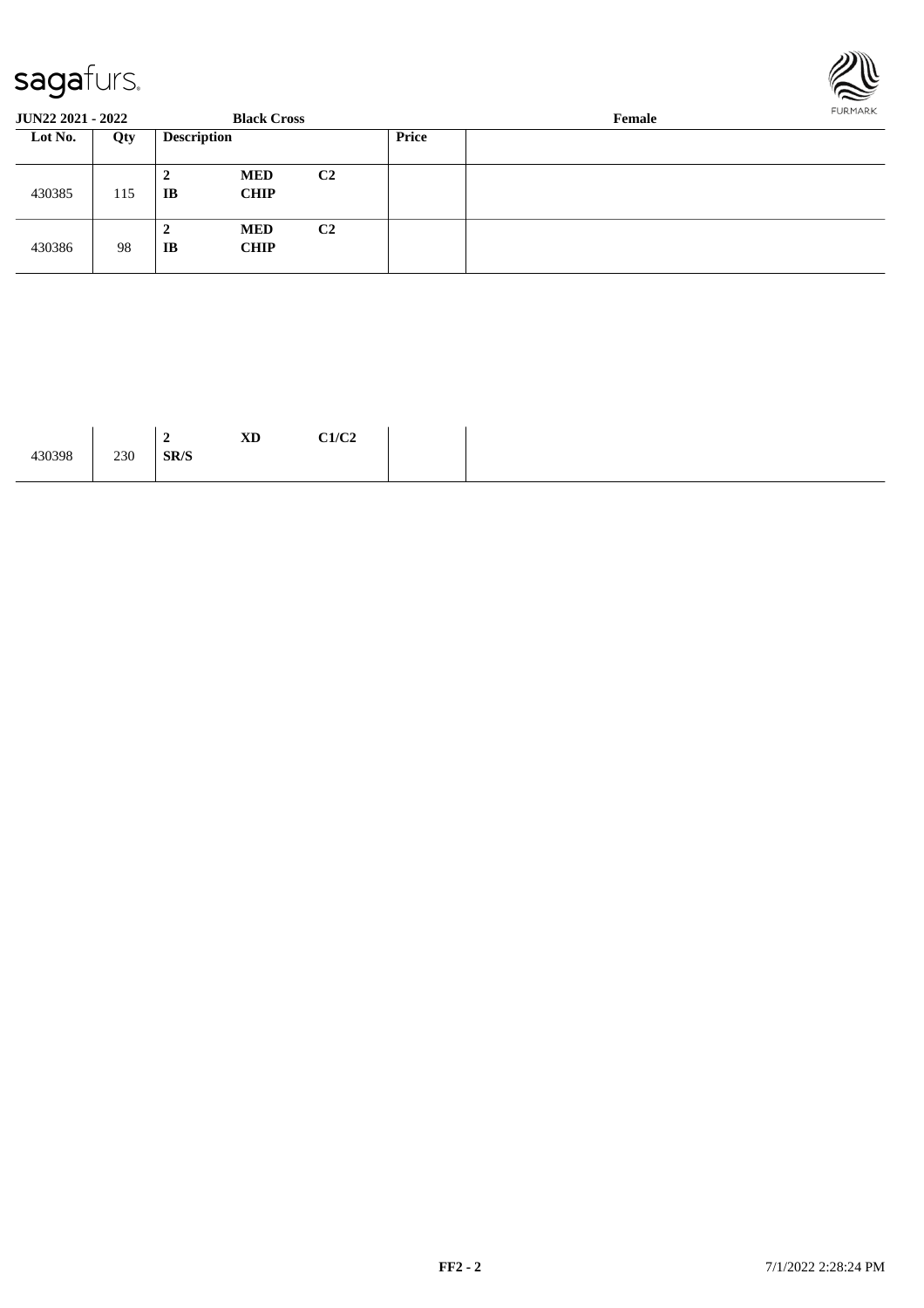**JUN22 2021 - 2022** **Black Cross** **Female**

| Lot No. | Qty | Description | | | Price | |
|---|---|---|---|---|---|---|
| 430385 | 115 | **2** **IB** | **MED** **CHIP** | **C2** | | |
| 430386 | 98 | **2** **IB** | **MED** **CHIP** | **C2** | | |

| | | | | | | |
|---|---|---|---|---|---|---|
| 430398 | 230 | **2** **SR/S** | **XD** | **C1/C2** | | |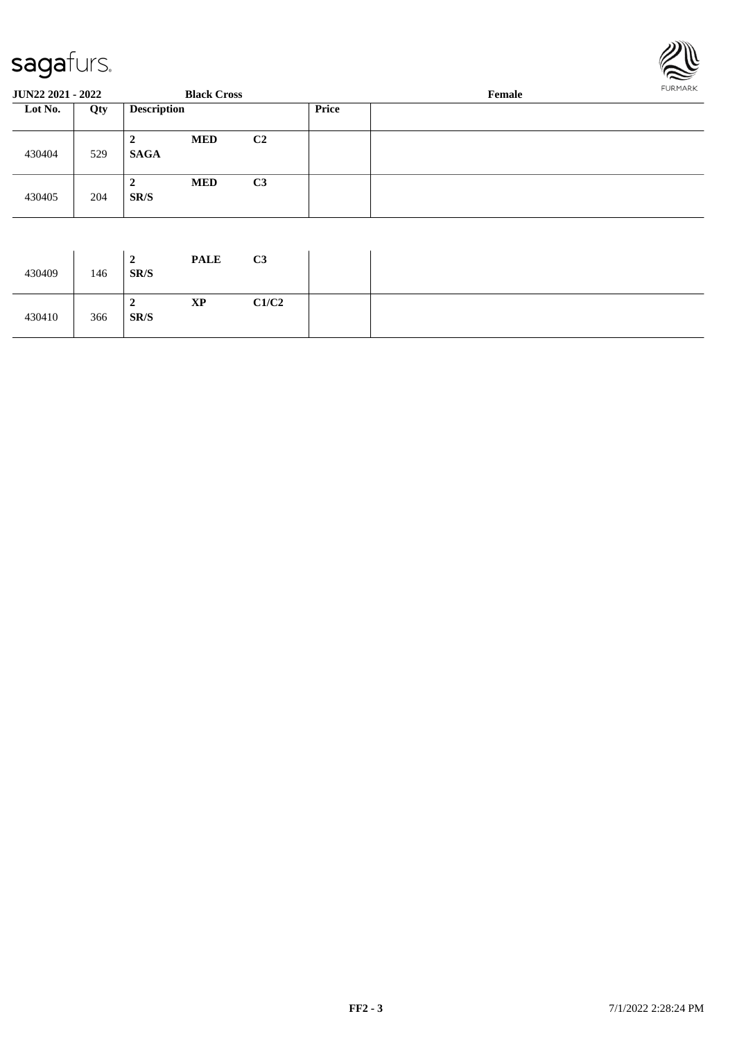**JUN22 2021 - 2022** **Black Cross** **Female**

| Lot No. | Qty | Description | | | Price | |
|---|---|---|---|---|---|---|
| 430404 | 529 | **2** **SAGA** | **MED** | **C2** | | |
| 430405 | 204 | **2** **SR/S** | **MED** | **C3** | | |
| 430409 | 146 | **2** **SR/S** | **PALE** | **C3** | | |
| 430410 | 366 | **2** **SR/S** | **XP** | **C1/C2** | | |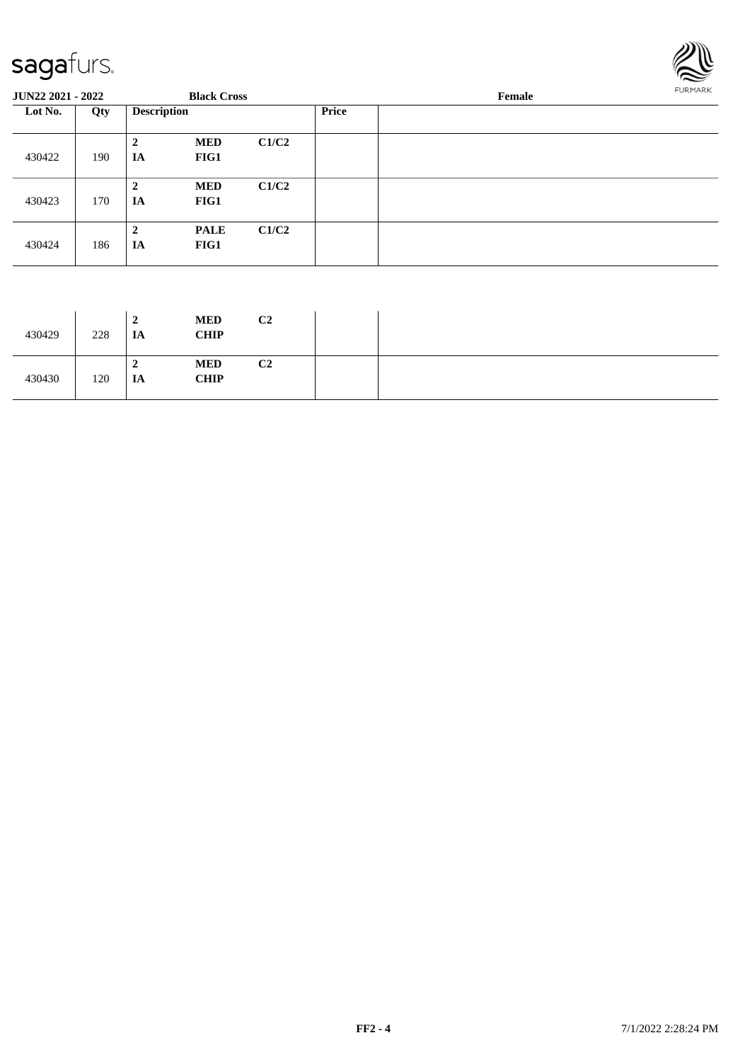**JUN22 2021 - 2022** **Black Cross** **Female**

| Lot No. | Qty | Description | | | Price | |
|---|---|---|---|---|---|---|
| 430422 | 190 | 2<br>IA | MED<br>FIG1 | C1/C2 | | |
| 430423 | 170 | 2<br>IA | MED<br>FIG1 | C1/C2 | | |
| 430424 | 186 | 2<br>IA | PALE<br>FIG1 | C1/C2 | | |

| | | | | | | |
|---|---|---|---|---|---|---|
| 430429 | 228 | 2<br>IA | MED<br>CHIP | C2 | | |
| 430430 | 120 | 2<br>IA | MED<br>CHIP | C2 | | |